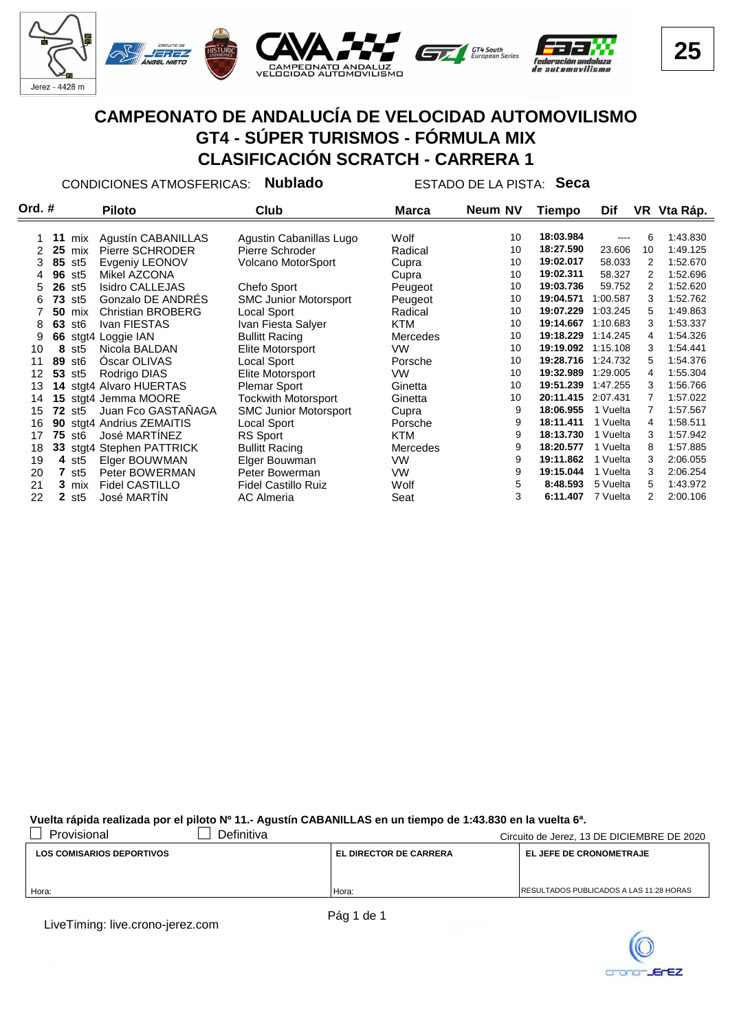# CAMPEONATO DE ANDALUCÍA DE VELOCIDAD AUTOMOVILISMO

## GT4 - SÚPER TURISMOS - FÓRMULA MIX

## CLASIFICACIÓN SCRATCH - CARRERA 1

CONDICIONES ATMOSFERICAS: **Nublado** ESTADO DE LA PISTA: **Seca**

| Ord. | # | | Piloto | Club | Marca | Neum | NV | Tiempo | Dif | VR | Vta Ráp. |
|---|---|---|---|---|---|---|---|---|---|---|---|
| 1 | **11** | mix | Agustín CABANILLAS | Agustin Cabanillas Lugo | Wolf | | 10 | **18:03.984** | ---- | 6 | 1:43.830 |
| 2 | **25** | mix | Pierre SCHRODER | Pierre Schroder | Radical | | 10 | **18:27.590** | 23.606 | 10 | 1:49.125 |
| 3 | **85** | st5 | Evgeniy LEONOV | Volcano MotorSport | Cupra | | 10 | **19:02.017** | 58.033 | 2 | 1:52.670 |
| 4 | **96** | st5 | Mikel AZCONA | | Cupra | | 10 | **19:02.311** | 58.327 | 2 | 1:52.696 |
| 5 | **26** | st5 | Isidro CALLEJAS | Chefo Sport | Peugeot | | 10 | **19:03.736** | 59.752 | 2 | 1:52.620 |
| 6 | **73** | st5 | Gonzalo DE ANDRÉS | SMC Junior Motorsport | Peugeot | | 10 | **19:04.571** | 1:00.587 | 3 | 1:52.762 |
| 7 | **50** | mix | Christian BROBERG | Local Sport | Radical | | 10 | **19:07.229** | 1:03.245 | 5 | 1:49.863 |
| 8 | **63** | st6 | Ivan FIESTAS | Ivan Fiesta Salyer | KTM | | 10 | **19:14.667** | 1:10.683 | 3 | 1:53.337 |
| 9 | **66** | stgt4 | Loggie IAN | Bullitt Racing | Mercedes | | 10 | **19:18.229** | 1:14.245 | 4 | 1:54.326 |
| 10 | **8** | st5 | Nicola BALDAN | Elite Motorsport | VW | | 10 | **19:19.092** | 1:15.108 | 3 | 1:54.441 |
| 11 | **89** | st6 | Óscar OLIVAS | Local Sport | Porsche | | 10 | **19:28.716** | 1:24.732 | 5 | 1:54.376 |
| 12 | **53** | st5 | Rodrigo DIAS | Elite Motorsport | VW | | 10 | **19:32.989** | 1:29.005 | 4 | 1:55.304 |
| 13 | **14** | stgt4 | Alvaro HUERTAS | Plemar Sport | Ginetta | | 10 | **19:51.239** | 1:47.255 | 3 | 1:56.766 |
| 14 | **15** | stgt4 | Jemma MOORE | Tockwith Motorsport | Ginetta | | 10 | **20:11.415** | 2:07.431 | 7 | 1:57.022 |
| 15 | **72** | st5 | Juan Fco GASTAÑAGA | SMC Junior Motorsport | Cupra | | 9 | **18:06.955** | 1 Vuelta | 7 | 1:57.567 |
| 16 | **90** | stgt4 | Andrius ZEMAITIS | Local Sport | Porsche | | 9 | **18:11.411** | 1 Vuelta | 4 | 1:58.511 |
| 17 | **75** | st6 | José MARTÍNEZ | RS Sport | KTM | | 9 | **18:13.730** | 1 Vuelta | 3 | 1:57.942 |
| 18 | **33** | stgt4 | Stephen PATTRICK | Bullitt Racing | Mercedes | | 9 | **18:20.577** | 1 Vuelta | 8 | 1:57.885 |
| 19 | **4** | st5 | Elger BOUWMAN | Elger Bouwman | VW | | 9 | **19:11.862** | 1 Vuelta | 3 | 2:06.055 |
| 20 | **7** | st5 | Peter BOWERMAN | Peter Bowerman | VW | | 9 | **19:15.044** | 1 Vuelta | 3 | 2:06.254 |
| 21 | **3** | mix | Fidel CASTILLO | Fidel Castillo Ruiz | Wolf | | 5 | **8:48.593** | 5 Vuelta | 5 | 1:43.972 |
| 22 | **2** | st5 | José MARTÍN | AC Almeria | Seat | | 3 | **6:11.407** | 7 Vuelta | 2 | 2:00.106 |

**Vuelta rápida realizada por el piloto Nº 11.- Agustín CABANILLAS en un tiempo de 1:43.830 en la vuelta 6ª.**

☐ Provisional ☐ Definitiva

Circuito de Jerez, 13 DE DICIEMBRE DE 2020

| LOS COMISARIOS DEPORTIVOS | EL DIRECTOR DE CARRERA | EL JEFE DE CRONOMETRAJE |
|---|---|---|
| Hora: | Hora: | RESULTADOS PUBLICADOS A LAS 11:28 HORAS |

LiveTiming: live.crono-jerez.com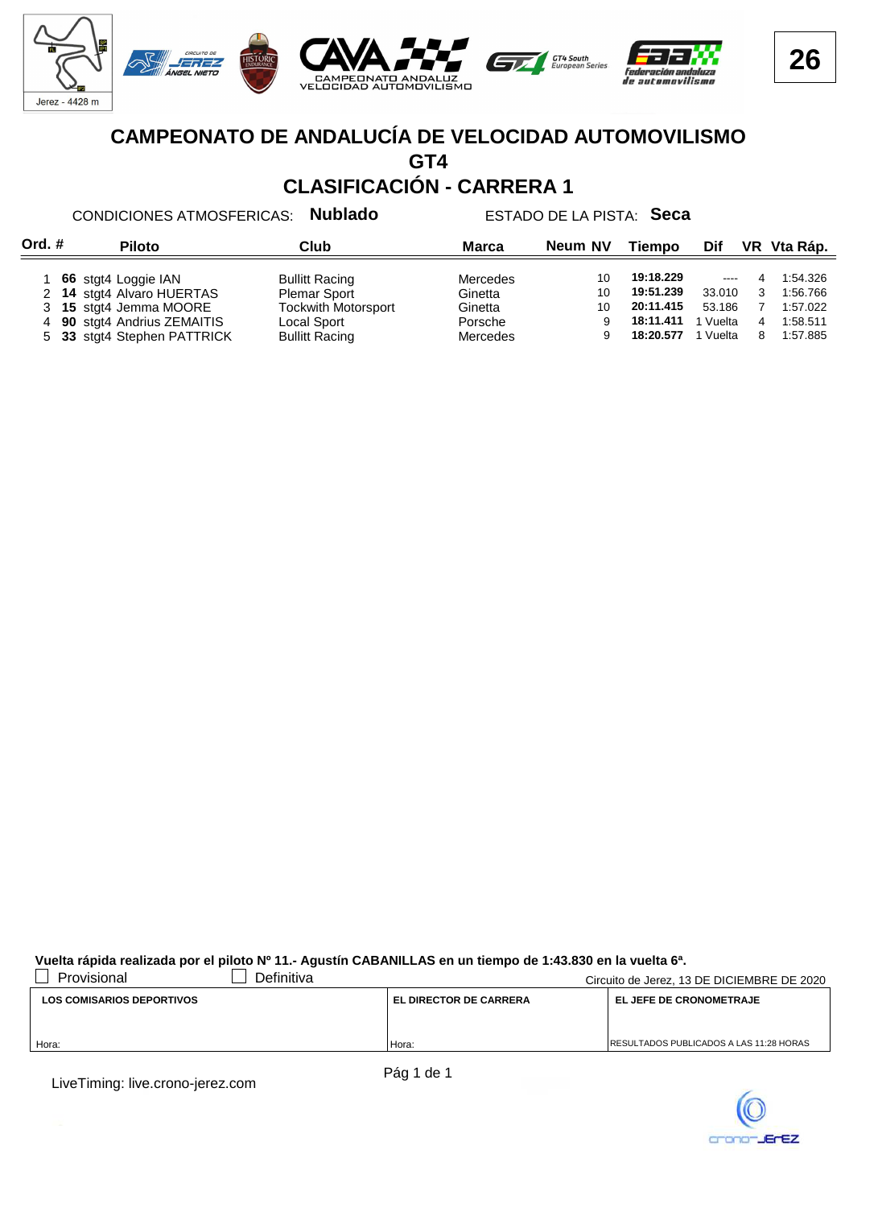# CAMPEONATO DE ANDALUCÍA DE VELOCIDAD AUTOMOVILISMO

## GT4

## CLASIFICACIÓN - CARRERA 1

CONDICIONES ATMOSFERICAS: **Nublado** ESTADO DE LA PISTA: **Seca**

| Ord. | # | Piloto | Club | Marca | Neum | NV | Tiempo | Dif | VR | Vta Ráp. |
|---|---|---|---|---|---|---|---|---|---|---|
| 1 | **66** | stgt4 Loggie IAN | Bullitt Racing | Mercedes | | 10 | **19:18.229** | ---- | 4 | 1:54.326 |
| 2 | **14** | stgt4 Alvaro HUERTAS | Plemar Sport | Ginetta | | 10 | **19:51.239** | 33.010 | 3 | 1:56.766 |
| 3 | **15** | stgt4 Jemma MOORE | Tockwith Motorsport | Ginetta | | 10 | **20:11.415** | 53.186 | 7 | 1:57.022 |
| 4 | **90** | stgt4 Andrius ZEMAITIS | Local Sport | Porsche | | 9 | **18:11.411** | 1 Vuelta | 4 | 1:58.511 |
| 5 | **33** | stgt4 Stephen PATTRICK | Bullitt Racing | Mercedes | | 9 | **18:20.577** | 1 Vuelta | 8 | 1:57.885 |

**Vuelta rápida realizada por el piloto Nº 11.- Agustín CABANILLAS en un tiempo de 1:43.830 en la vuelta 6ª.**

☐ Provisional ☐ Definitiva

Circuito de Jerez, 13 DE DICIEMBRE DE 2020

| LOS COMISARIOS DEPORTIVOS | EL DIRECTOR DE CARRERA | EL JEFE DE CRONOMETRAJE |
|---|---|---|
| Hora: | Hora: | RESULTADOS PUBLICADOS A LAS 11:28 HORAS |

LiveTiming: live.crono-jerez.com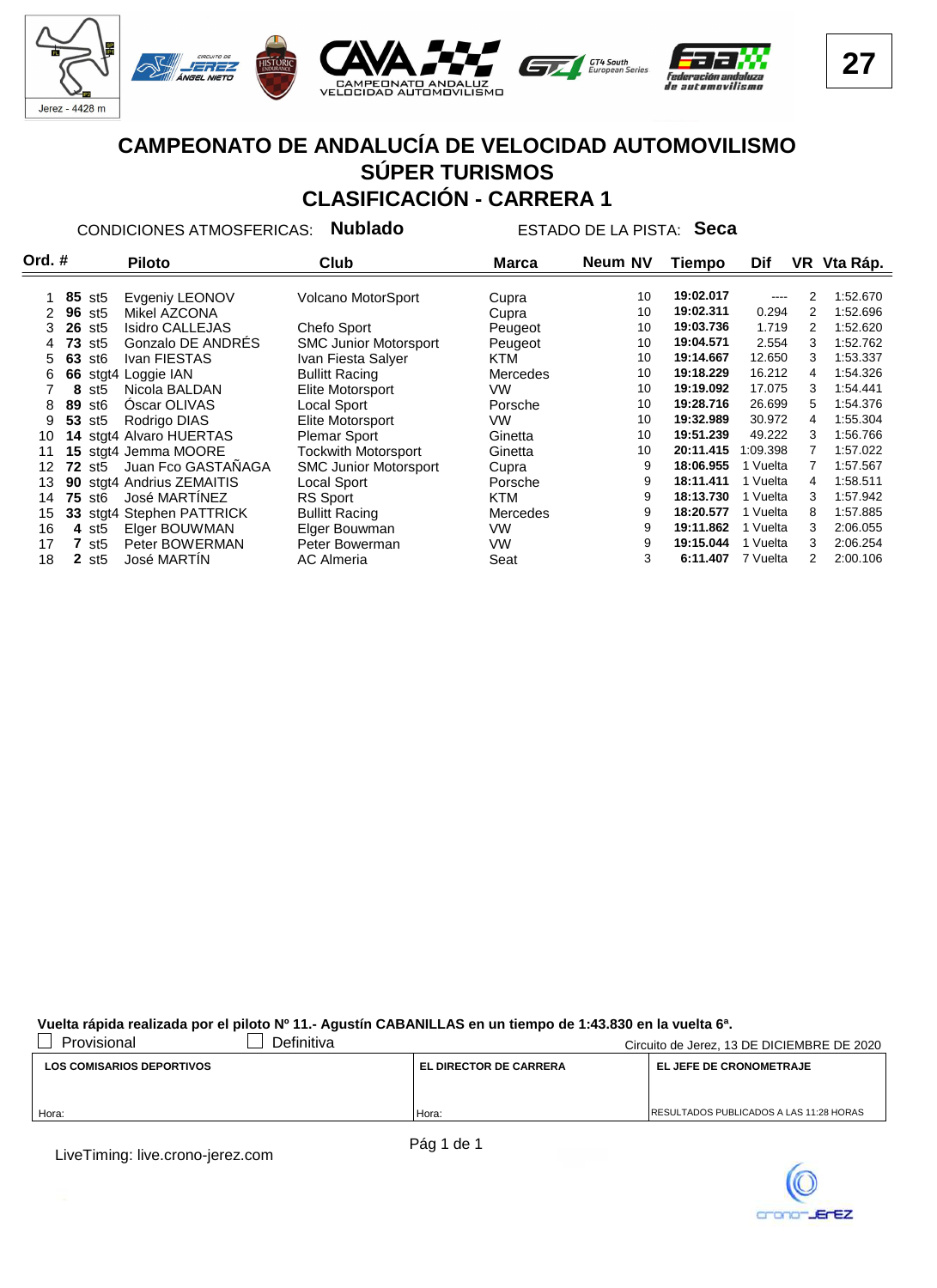Jerez - 4428 m

CAMPEONATO ANDALUZ VELOCIDAD AUTOMOVILISMO

GT4 South European Series

27

# CAMPEONATO DE ANDALUCÍA DE VELOCIDAD AUTOMOVILISMO
## SÚPER TURISMOS
## CLASIFICACIÓN - CARRERA 1

CONDICIONES ATMOSFERICAS: **Nublado** ESTADO DE LA PISTA: **Seca**

| Ord. | # | | Piloto | Club | Marca | Neum NV | Tiempo | Dif | VR | Vta Ráp. |
|---|---|---|---|---|---|---|---|---|---|---|
| 1 | **85** | st5 | Evgeniy LEONOV | Volcano MotorSport | Cupra | 10 | **19:02.017** | ---- | 2 | 1:52.670 |
| 2 | **96** | st5 | Mikel AZCONA | | Cupra | 10 | **19:02.311** | 0.294 | 2 | 1:52.696 |
| 3 | **26** | st5 | Isidro CALLEJAS | Chefo Sport | Peugeot | 10 | **19:03.736** | 1.719 | 2 | 1:52.620 |
| 4 | **73** | st5 | Gonzalo DE ANDRÉS | SMC Junior Motorsport | Peugeot | 10 | **19:04.571** | 2.554 | 3 | 1:52.762 |
| 5 | **63** | st6 | Ivan FIESTAS | Ivan Fiesta Salyer | KTM | 10 | **19:14.667** | 12.650 | 3 | 1:53.337 |
| 6 | **66** | stgt4 | Loggie IAN | Bullitt Racing | Mercedes | 10 | **19:18.229** | 16.212 | 4 | 1:54.326 |
| 7 | **8** | st5 | Nicola BALDAN | Elite Motorsport | VW | 10 | **19:19.092** | 17.075 | 3 | 1:54.441 |
| 8 | **89** | st6 | Óscar OLIVAS | Local Sport | Porsche | 10 | **19:28.716** | 26.699 | 5 | 1:54.376 |
| 9 | **53** | st5 | Rodrigo DIAS | Elite Motorsport | VW | 10 | **19:32.989** | 30.972 | 4 | 1:55.304 |
| 10 | **14** | stgt4 | Alvaro HUERTAS | Plemar Sport | Ginetta | 10 | **19:51.239** | 49.222 | 3 | 1:56.766 |
| 11 | **15** | stgt4 | Jemma MOORE | Tockwith Motorsport | Ginetta | 10 | **20:11.415** | 1:09.398 | 7 | 1:57.022 |
| 12 | **72** | st5 | Juan Fco GASTAÑAGA | SMC Junior Motorsport | Cupra | 9 | **18:06.955** | 1 Vuelta | 7 | 1:57.567 |
| 13 | **90** | stgt4 | Andrius ZEMAITIS | Local Sport | Porsche | 9 | **18:11.411** | 1 Vuelta | 4 | 1:58.511 |
| 14 | **75** | st6 | José MARTÍNEZ | RS Sport | KTM | 9 | **18:13.730** | 1 Vuelta | 3 | 1:57.942 |
| 15 | **33** | stgt4 | Stephen PATTRICK | Bullitt Racing | Mercedes | 9 | **18:20.577** | 1 Vuelta | 8 | 1:57.885 |
| 16 | **4** | st5 | Elger BOUWMAN | Elger Bouwman | VW | 9 | **19:11.862** | 1 Vuelta | 3 | 2:06.055 |
| 17 | **7** | st5 | Peter BOWERMAN | Peter Bowerman | VW | 9 | **19:15.044** | 1 Vuelta | 3 | 2:06.254 |
| 18 | **2** | st5 | José MARTÍN | AC Almeria | Seat | 3 | **6:11.407** | 7 Vuelta | 2 | 2:00.106 |

**Vuelta rápida realizada por el piloto Nº 11.- Agustín CABANILLAS en un tiempo de 1:43.830 en la vuelta 6ª.**

☐ Provisional ☐ Definitiva — Circuito de Jerez, 13 DE DICIEMBRE DE 2020

| LOS COMISARIOS DEPORTIVOS | EL DIRECTOR DE CARRERA | EL JEFE DE CRONOMETRAJE |
|---|---|---|
| Hora: | Hora: | RESULTADOS PUBLICADOS A LAS 11:28 HORAS |

LiveTiming: live.crono-jerez.com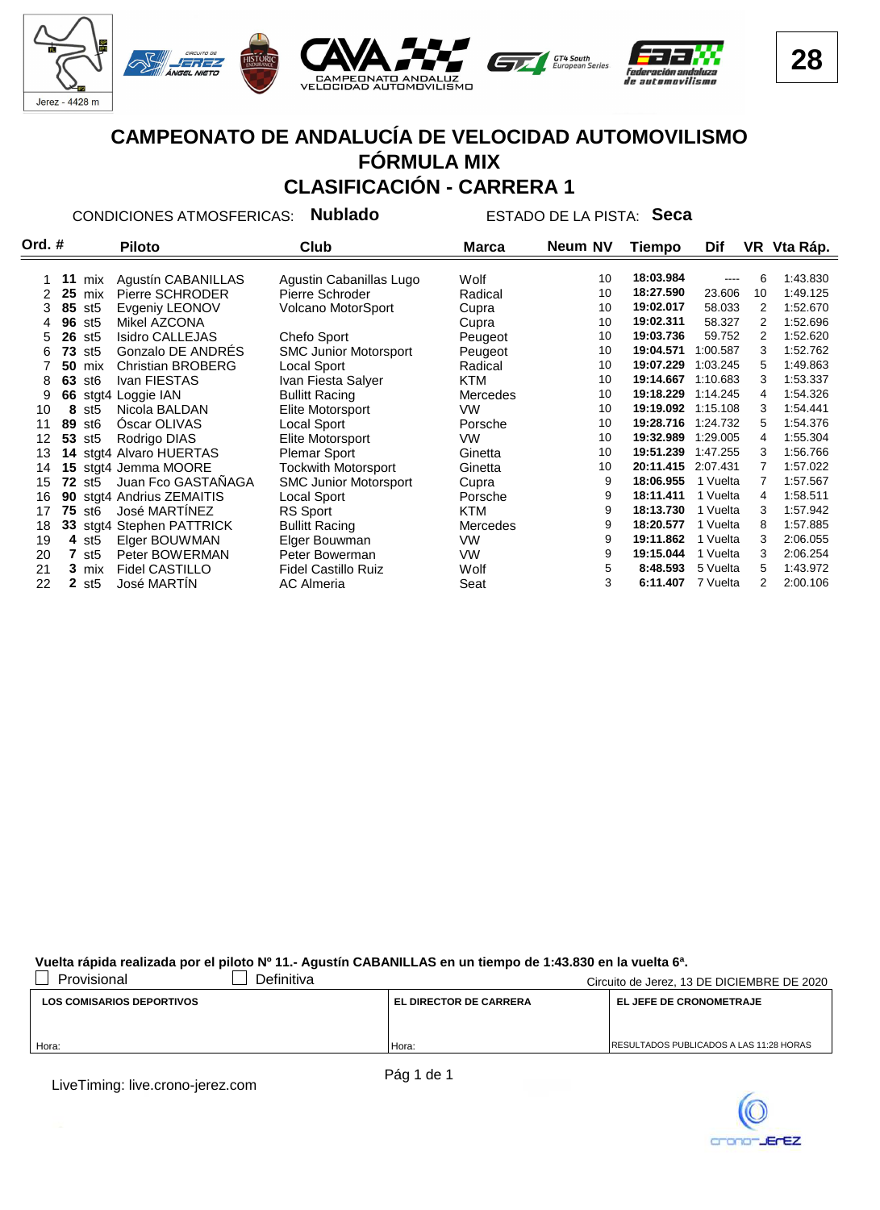# CAMPEONATO DE ANDALUCÍA DE VELOCIDAD AUTOMOVILISMO
## FÓRMULA MIX
## CLASIFICACIÓN - CARRERA 1

CONDICIONES ATMOSFERICAS: **Nublado** ESTADO DE LA PISTA: **Seca**

| Ord. | # | | Piloto | Club | Marca | Neum | NV | Tiempo | Dif | VR | Vta Ráp. |
|---|---|---|---|---|---|---|---|---|---|---|---|
| 1 | **11** | mix | Agustín CABANILLAS | Agustin Cabanillas Lugo | Wolf | | 10 | **18:03.984** | ---- | 6 | 1:43.830 |
| 2 | **25** | mix | Pierre SCHRODER | Pierre Schroder | Radical | | 10 | **18:27.590** | 23.606 | 10 | 1:49.125 |
| 3 | **85** | st5 | Evgeniy LEONOV | Volcano MotorSport | Cupra | | 10 | **19:02.017** | 58.033 | 2 | 1:52.670 |
| 4 | **96** | st5 | Mikel AZCONA | | Cupra | | 10 | **19:02.311** | 58.327 | 2 | 1:52.696 |
| 5 | **26** | st5 | Isidro CALLEJAS | Chefo Sport | Peugeot | | 10 | **19:03.736** | 59.752 | 2 | 1:52.620 |
| 6 | **73** | st5 | Gonzalo DE ANDRÉS | SMC Junior Motorsport | Peugeot | | 10 | **19:04.571** | 1:00.587 | 3 | 1:52.762 |
| 7 | **50** | mix | Christian BROBERG | Local Sport | Radical | | 10 | **19:07.229** | 1:03.245 | 5 | 1:49.863 |
| 8 | **63** | st6 | Ivan FIESTAS | Ivan Fiesta Salyer | KTM | | 10 | **19:14.667** | 1:10.683 | 3 | 1:53.337 |
| 9 | **66** | stgt4 | Loggie IAN | Bullitt Racing | Mercedes | | 10 | **19:18.229** | 1:14.245 | 4 | 1:54.326 |
| 10 | **8** | st5 | Nicola BALDAN | Elite Motorsport | VW | | 10 | **19:19.092** | 1:15.108 | 3 | 1:54.441 |
| 11 | **89** | st6 | Óscar OLIVAS | Local Sport | Porsche | | 10 | **19:28.716** | 1:24.732 | 5 | 1:54.376 |
| 12 | **53** | st5 | Rodrigo DIAS | Elite Motorsport | VW | | 10 | **19:32.989** | 1:29.005 | 4 | 1:55.304 |
| 13 | **14** | stgt4 | Alvaro HUERTAS | Plemar Sport | Ginetta | | 10 | **19:51.239** | 1:47.255 | 3 | 1:56.766 |
| 14 | **15** | stgt4 | Jemma MOORE | Tockwith Motorsport | Ginetta | | 10 | **20:11.415** | 2:07.431 | 7 | 1:57.022 |
| 15 | **72** | st5 | Juan Fco GASTAÑAGA | SMC Junior Motorsport | Cupra | | 9 | **18:06.955** | 1 Vuelta | 7 | 1:57.567 |
| 16 | **90** | stgt4 | Andrius ZEMAITIS | Local Sport | Porsche | | 9 | **18:11.411** | 1 Vuelta | 4 | 1:58.511 |
| 17 | **75** | st6 | José MARTÍNEZ | RS Sport | KTM | | 9 | **18:13.730** | 1 Vuelta | 3 | 1:57.942 |
| 18 | **33** | stgt4 | Stephen PATTRICK | Bullitt Racing | Mercedes | | 9 | **18:20.577** | 1 Vuelta | 8 | 1:57.885 |
| 19 | **4** | st5 | Elger BOUWMAN | Elger Bouwman | VW | | 9 | **19:11.862** | 1 Vuelta | 3 | 2:06.055 |
| 20 | **7** | st5 | Peter BOWERMAN | Peter Bowerman | VW | | 9 | **19:15.044** | 1 Vuelta | 3 | 2:06.254 |
| 21 | **3** | mix | Fidel CASTILLO | Fidel Castillo Ruiz | Wolf | | 5 | **8:48.593** | 5 Vuelta | 5 | 1:43.972 |
| 22 | **2** | st5 | José MARTÍN | AC Almeria | Seat | | 3 | **6:11.407** | 7 Vuelta | 2 | 2:00.106 |

**Vuelta rápida realizada por el piloto Nº 11.- Agustín CABANILLAS en un tiempo de 1:43.830 en la vuelta 6ª.**

☐ Provisional ☐ Definitiva

Circuito de Jerez, 13 DE DICIEMBRE DE 2020

| LOS COMISARIOS DEPORTIVOS | EL DIRECTOR DE CARRERA | EL JEFE DE CRONOMETRAJE |
|---|---|---|
| Hora: | Hora: | RESULTADOS PUBLICADOS A LAS 11:28 HORAS |

LiveTiming: live.crono-jerez.com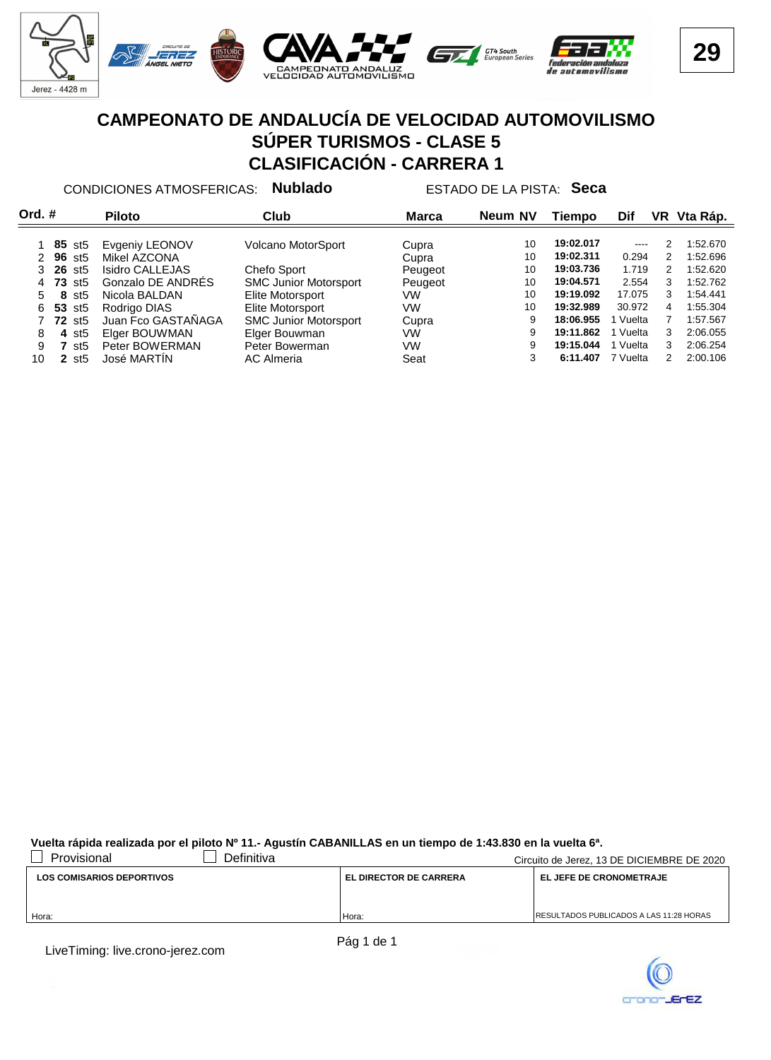# CAMPEONATO DE ANDALUCÍA DE VELOCIDAD AUTOMOVILISMO
## SÚPER TURISMOS - CLASE 5
## CLASIFICACIÓN - CARRERA 1

CONDICIONES ATMOSFERICAS: **Nublado** ESTADO DE LA PISTA: **Seca**

| Ord. | # | | Piloto | Club | Marca | Neum | NV | Tiempo | Dif | VR | Vta Ráp. |
|---|---|---|---|---|---|---|---|---|---|---|---|
| 1 | **85** | st5 | Evgeniy LEONOV | Volcano MotorSport | Cupra | | 10 | **19:02.017** | ---- | 2 | 1:52.670 |
| 2 | **96** | st5 | Mikel AZCONA | | Cupra | | 10 | **19:02.311** | 0.294 | 2 | 1:52.696 |
| 3 | **26** | st5 | Isidro CALLEJAS | Chefo Sport | Peugeot | | 10 | **19:03.736** | 1.719 | 2 | 1:52.620 |
| 4 | **73** | st5 | Gonzalo DE ANDRÉS | SMC Junior Motorsport | Peugeot | | 10 | **19:04.571** | 2.554 | 3 | 1:52.762 |
| 5 | **8** | st5 | Nicola BALDAN | Elite Motorsport | VW | | 10 | **19:19.092** | 17.075 | 3 | 1:54.441 |
| 6 | **53** | st5 | Rodrigo DIAS | Elite Motorsport | VW | | 10 | **19:32.989** | 30.972 | 4 | 1:55.304 |
| 7 | **72** | st5 | Juan Fco GASTAÑAGA | SMC Junior Motorsport | Cupra | | 9 | **18:06.955** | 1 Vuelta | 7 | 1:57.567 |
| 8 | **4** | st5 | Elger BOUWMAN | Elger Bouwman | VW | | 9 | **19:11.862** | 1 Vuelta | 3 | 2:06.055 |
| 9 | **7** | st5 | Peter BOWERMAN | Peter Bowerman | VW | | 9 | **19:15.044** | 1 Vuelta | 3 | 2:06.254 |
| 10 | **2** | st5 | José MARTÍN | AC Almeria | Seat | | 3 | **6:11.407** | 7 Vuelta | 2 | 2:00.106 |

**Vuelta rápida realizada por el piloto Nº 11.- Agustín CABANILLAS en un tiempo de 1:43.830 en la vuelta 6ª.**

☐ Provisional ☐ Definitiva

Circuito de Jerez, 13 DE DICIEMBRE DE 2020

| LOS COMISARIOS DEPORTIVOS | EL DIRECTOR DE CARRERA | EL JEFE DE CRONOMETRAJE |
|---|---|---|
| Hora: | Hora: | RESULTADOS PUBLICADOS A LAS 11:28 HORAS |

LiveTiming: live.crono-jerez.com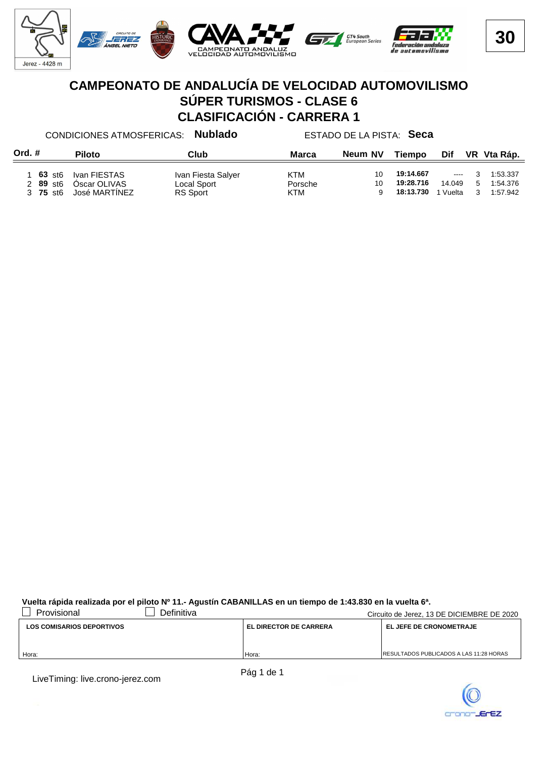# CAMPEONATO DE ANDALUCÍA DE VELOCIDAD AUTOMOVILISMO
## SÚPER TURISMOS - CLASE 6
## CLASIFICACIÓN - CARRERA 1

CONDICIONES ATMOSFERICAS: **Nublado** ESTADO DE LA PISTA: **Seca**

| Ord. | # | | Piloto | Club | Marca | Neum NV | Tiempo | Dif | VR | Vta Ráp. |
|---|---|---|---|---|---|---|---|---|---|---|
| 1 | **63** | st6 | Ivan FIESTAS | Ivan Fiesta Salyer | KTM | 10 | **19:14.667** | ---- | 3 | 1:53.337 |
| 2 | **89** | st6 | Óscar OLIVAS | Local Sport | Porsche | 10 | **19:28.716** | 14.049 | 5 | 1:54.376 |
| 3 | **75** | st6 | José MARTÍNEZ | RS Sport | KTM | 9 | **18:13.730** | 1 Vuelta | 3 | 1:57.942 |

**Vuelta rápida realizada por el piloto Nº 11.- Agustín CABANILLAS en un tiempo de 1:43.830 en la vuelta 6ª.**

☐ Provisional ☐ Definitiva

Circuito de Jerez, 13 DE DICIEMBRE DE 2020

| LOS COMISARIOS DEPORTIVOS | EL DIRECTOR DE CARRERA | EL JEFE DE CRONOMETRAJE |
|---|---|---|
| Hora: | Hora: | RESULTADOS PUBLICADOS A LAS 11:28 HORAS |

LiveTiming: live.crono-jerez.com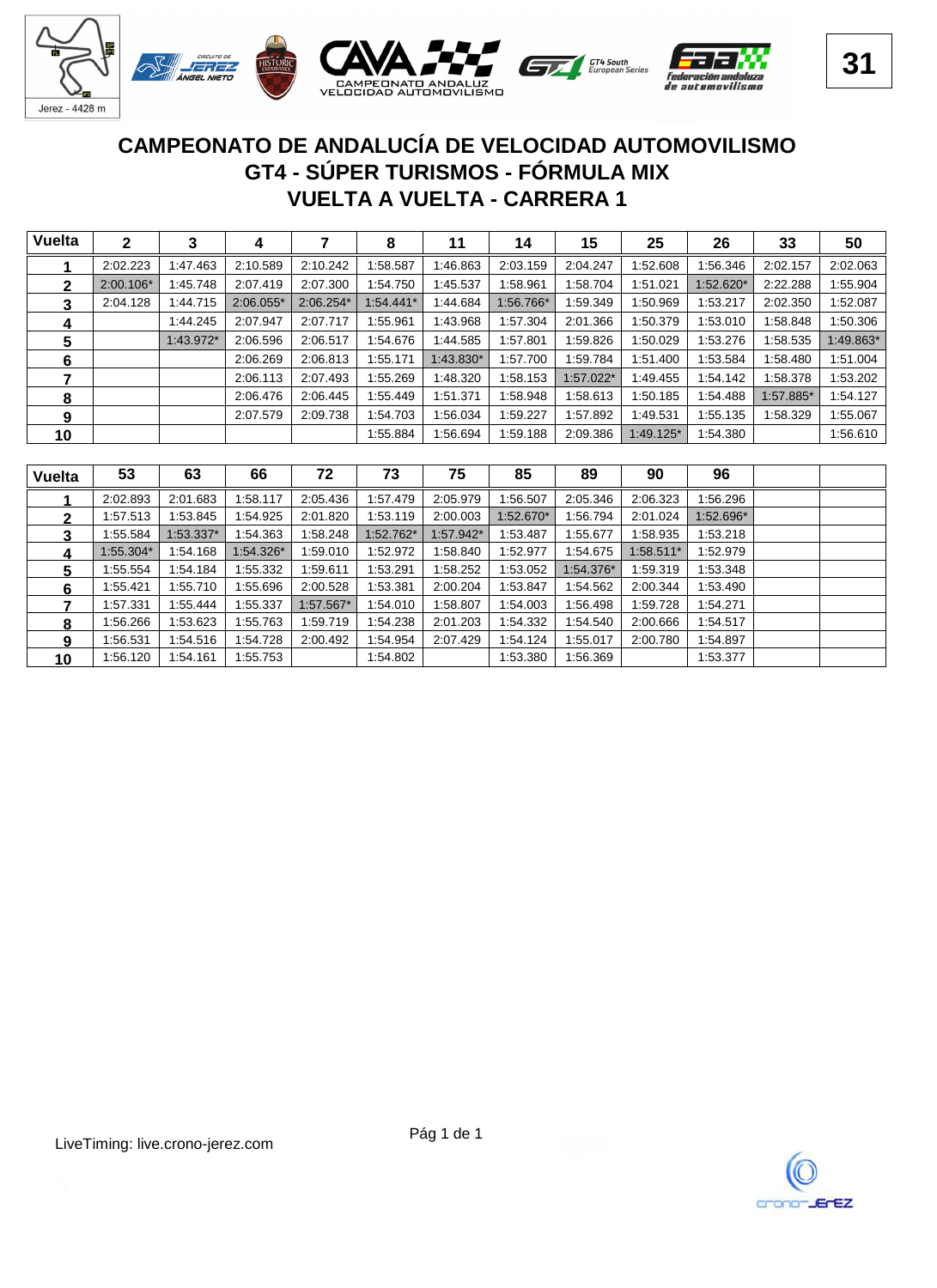# CAMPEONATO DE ANDALUCÍA DE VELOCIDAD AUTOMOVILISMO
## GT4 - SÚPER TURISMOS - FÓRMULA MIX
## VUELTA A VUELTA - CARRERA 1

| Vuelta | 2 | 3 | 4 | 7 | 8 | 11 | 14 | 15 | 25 | 26 | 33 | 50 |
|---|---|---|---|---|---|---|---|---|---|---|---|---|
| 1 | 2:02.223 | 1:47.463 | 2:10.589 | 2:10.242 | 1:58.587 | 1:46.863 | 2:03.159 | 2:04.247 | 1:52.608 | 1:56.346 | 2:02.157 | 2:02.063 |
| 2 | 2:00.106* | 1:45.748 | 2:07.419 | 2:07.300 | 1:54.750 | 1:45.537 | 1:58.961 | 1:58.704 | 1:51.021 | 1:52.620* | 2:22.288 | 1:55.904 |
| 3 | 2:04.128 | 1:44.715 | 2:06.055* | 2:06.254* | 1:54.441* | 1:44.684 | 1:56.766* | 1:59.349 | 1:50.969 | 1:53.217 | 2:02.350 | 1:52.087 |
| 4 | | 1:44.245 | 2:07.947 | 2:07.717 | 1:55.961 | 1:43.968 | 1:57.304 | 2:01.366 | 1:50.379 | 1:53.010 | 1:58.848 | 1:50.306 |
| 5 | | 1:43.972* | 2:06.596 | 2:06.517 | 1:54.676 | 1:44.585 | 1:57.801 | 1:59.826 | 1:50.029 | 1:53.276 | 1:58.535 | 1:49.863* |
| 6 | | | 2:06.269 | 2:06.813 | 1:55.171 | 1:43.830* | 1:57.700 | 1:59.784 | 1:51.400 | 1:53.584 | 1:58.480 | 1:51.004 |
| 7 | | | 2:06.113 | 2:07.493 | 1:55.269 | 1:48.320 | 1:58.153 | 1:57.022* | 1:49.455 | 1:54.142 | 1:58.378 | 1:53.202 |
| 8 | | | 2:06.476 | 2:06.445 | 1:55.449 | 1:51.371 | 1:58.948 | 1:58.613 | 1:50.185 | 1:54.488 | 1:57.885* | 1:54.127 |
| 9 | | | 2:07.579 | 2:09.738 | 1:54.703 | 1:56.034 | 1:59.227 | 1:57.892 | 1:49.531 | 1:55.135 | 1:58.329 | 1:55.067 |
| 10 | | | | | 1:55.884 | 1:56.694 | 1:59.188 | 2:09.386 | 1:49.125* | 1:54.380 | | 1:56.610 |

| Vuelta | 53 | 63 | 66 | 72 | 73 | 75 | 85 | 89 | 90 | 96 | | |
|---|---|---|---|---|---|---|---|---|---|---|---|---|
| 1 | 2:02.893 | 2:01.683 | 1:58.117 | 2:05.436 | 1:57.479 | 2:05.979 | 1:56.507 | 2:05.346 | 2:06.323 | 1:56.296 | | |
| 2 | 1:57.513 | 1:53.845 | 1:54.925 | 2:01.820 | 1:53.119 | 2:00.003 | 1:52.670* | 1:56.794 | 2:01.024 | 1:52.696* | | |
| 3 | 1:55.584 | 1:53.337* | 1:54.363 | 1:58.248 | 1:52.762* | 1:57.942* | 1:53.487 | 1:55.677 | 1:58.935 | 1:53.218 | | |
| 4 | 1:55.304* | 1:54.168 | 1:54.326* | 1:59.010 | 1:52.972 | 1:58.840 | 1:52.977 | 1:54.675 | 1:58.511* | 1:52.979 | | |
| 5 | 1:55.554 | 1:54.184 | 1:55.332 | 1:59.611 | 1:53.291 | 1:58.252 | 1:53.052 | 1:54.376* | 1:59.319 | 1:53.348 | | |
| 6 | 1:55.421 | 1:55.710 | 1:55.696 | 2:00.528 | 1:53.381 | 2:00.204 | 1:53.847 | 1:54.562 | 2:00.344 | 1:53.490 | | |
| 7 | 1:57.331 | 1:55.444 | 1:55.337 | 1:57.567* | 1:54.010 | 1:58.807 | 1:54.003 | 1:56.498 | 1:59.728 | 1:54.271 | | |
| 8 | 1:56.266 | 1:53.623 | 1:55.763 | 1:59.719 | 1:54.238 | 2:01.203 | 1:54.332 | 1:54.540 | 2:00.666 | 1:54.517 | | |
| 9 | 1:56.531 | 1:54.516 | 1:54.728 | 2:00.492 | 1:54.954 | 2:07.429 | 1:54.124 | 1:55.017 | 2:00.780 | 1:54.897 | | |
| 10 | 1:56.120 | 1:54.161 | 1:55.753 | | 1:54.802 | | 1:53.380 | 1:56.369 | | 1:53.377 | | |

LiveTiming: live.crono-jerez.com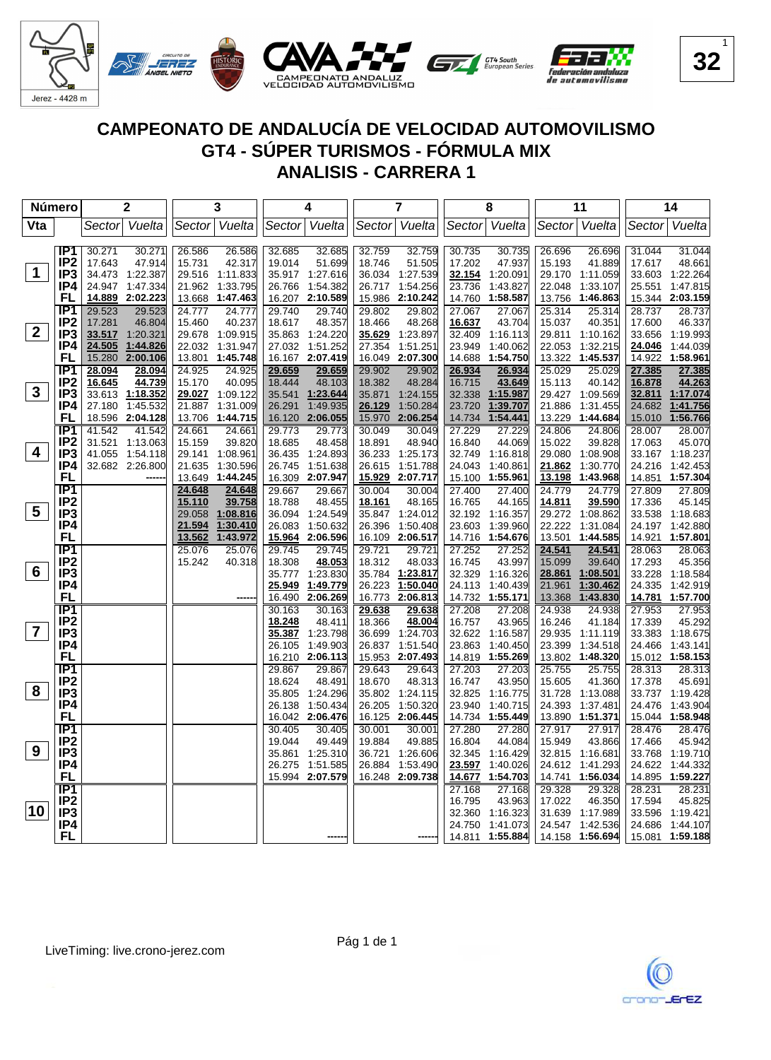# CAMPEONATO DE ANDALUCÍA DE VELOCIDAD AUTOMOVILISMO

## GT4 - SÚPER TURISMOS - FÓRMULA MIX

## ANALISIS - CARRERA 1

| Vta | | 2 Sector | 2 Vuelta | 3 Sector | 3 Vuelta | 4 Sector | 4 Vuelta | 7 Sector | 7 Vuelta | 8 Sector | 8 Vuelta | 11 Sector | 11 Vuelta | 14 Sector | 14 Vuelta |
|---|---|---|---|---|---|---|---|---|---|---|---|---|---|---|---|
| 1 | IP1 | 30.271 | 30.271 | 26.586 | 26.586 | 32.685 | 32.685 | 32.759 | 32.759 | 30.735 | 30.735 | 26.696 | 26.696 | 31.044 | 31.044 |
| | IP2 | 17.643 | 47.914 | 15.731 | 42.317 | 19.014 | 51.699 | 18.746 | 51.505 | 17.202 | 47.937 | 15.193 | 41.889 | 17.617 | 48.661 |
| | IP3 | 34.473 | 1:22.387 | 29.516 | 1:11.833 | 35.917 | 1:27.616 | 36.034 | 1:27.539 | 32.154 | 1:20.091 | 29.170 | 1:11.059 | 33.603 | 1:22.264 |
| | IP4 | 24.947 | 1:47.334 | 21.962 | 1:33.795 | 26.766 | 1:54.382 | 26.717 | 1:54.256 | 23.736 | 1:43.827 | 22.048 | 1:33.107 | 25.551 | 1:47.815 |
| | FL | 14.889 | 2:02.223 | 13.668 | 1:47.463 | 16.207 | 2:10.589 | 15.986 | 2:10.242 | 14.760 | 1:58.587 | 13.756 | 1:46.863 | 15.344 | 2:03.159 |
| 2 | IP1 | 29.523 | 29.523 | 24.777 | 24.777 | 29.740 | 29.740 | 29.802 | 29.802 | 27.067 | 27.067 | 25.314 | 25.314 | 28.737 | 28.737 |
| | IP2 | 17.281 | 46.804 | 15.460 | 40.237 | 18.617 | 48.357 | 18.466 | 48.268 | 16.637 | 43.704 | 15.037 | 40.351 | 17.600 | 46.337 |
| | IP3 | 33.517 | 1:20.321 | 29.678 | 1:09.915 | 35.863 | 1:24.220 | 35.629 | 1:23.897 | 32.409 | 1:16.113 | 29.811 | 1:10.162 | 33.656 | 1:19.993 |
| | IP4 | 24.505 | 1:44.826 | 22.032 | 1:31.947 | 27.032 | 1:51.252 | 27.354 | 1:51.251 | 23.949 | 1:40.062 | 22.053 | 1:32.215 | 24.046 | 1:44.039 |
| | FL | 15.280 | 2:00.106 | 13.801 | 1:45.748 | 16.167 | 2:07.419 | 16.049 | 2:07.300 | 14.688 | 1:54.750 | 13.322 | 1:45.537 | 14.922 | 1:58.961 |
| 3 | IP1 | 28.094 | 28.094 | 24.925 | 24.925 | 29.659 | 29.659 | 29.902 | 29.902 | 26.934 | 26.934 | 25.029 | 25.029 | 27.385 | 27.385 |
| | IP2 | 16.645 | 44.739 | 15.170 | 40.095 | 18.444 | 48.103 | 18.382 | 48.284 | 16.715 | 43.649 | 15.113 | 40.142 | 16.878 | 44.263 |
| | IP3 | 33.613 | 1:18.352 | 29.027 | 1:09.122 | 35.541 | 1:23.644 | 35.871 | 1:24.155 | 32.338 | 1:15.987 | 29.427 | 1:09.569 | 32.811 | 1:17.074 |
| | IP4 | 27.180 | 1:45.532 | 21.887 | 1:31.009 | 26.291 | 1:49.935 | 26.129 | 1:50.284 | 23.720 | 1:39.707 | 21.886 | 1:31.455 | 24.682 | 1:41.756 |
| | FL | 18.596 | 2:04.128 | 13.706 | 1:44.715 | 16.120 | 2:06.055 | 15.970 | 2:06.254 | 14.734 | 1:54.441 | 13.229 | 1:44.684 | 15.010 | 1:56.766 |
| 4 | IP1 | 41.542 | 41.542 | 24.661 | 24.661 | 29.773 | 29.773 | 30.049 | 30.049 | 27.229 | 27.229 | 24.806 | 24.806 | 28.007 | 28.007 |
| | IP2 | 31.521 | 1:13.063 | 15.159 | 39.820 | 18.685 | 48.458 | 18.891 | 48.940 | 16.840 | 44.069 | 15.022 | 39.828 | 17.063 | 45.070 |
| | IP3 | 41.055 | 1:54.118 | 29.141 | 1:08.961 | 36.435 | 1:24.893 | 36.233 | 1:25.173 | 32.749 | 1:16.818 | 29.080 | 1:08.908 | 33.167 | 1:18.237 |
| | IP4 | 32.682 | 2:26.800 | 21.635 | 1:30.596 | 26.745 | 1:51.638 | 26.615 | 1:51.788 | 24.043 | 1:40.861 | 21.862 | 1:30.770 | 24.216 | 1:42.453 |
| | FL | | ------ | 13.649 | 1:44.245 | 16.309 | 2:07.947 | 15.929 | 2:07.717 | 15.100 | 1:55.961 | 13.198 | 1:43.968 | 14.851 | 1:57.304 |
| 5 | IP1 | | | 24.648 | 24.648 | 29.667 | 29.667 | 30.004 | 30.004 | 27.400 | 27.400 | 24.779 | 24.779 | 27.809 | 27.809 |
| | IP2 | | | 15.110 | 39.758 | 18.788 | 48.455 | 18.161 | 48.165 | 16.765 | 44.165 | 14.811 | 39.590 | 17.336 | 45.145 |
| | IP3 | | | 29.058 | 1:08.816 | 36.094 | 1:24.549 | 35.847 | 1:24.012 | 32.192 | 1:16.357 | 29.272 | 1:08.862 | 33.538 | 1:18.683 |
| | IP4 | | | 21.594 | 1:30.410 | 26.083 | 1:50.632 | 26.396 | 1:50.408 | 23.603 | 1:39.960 | 22.222 | 1:31.084 | 24.197 | 1:42.880 |
| | FL | | | 13.562 | 1:43.972 | 15.964 | 2:06.596 | 16.109 | 2:06.517 | 14.716 | 1:54.676 | 13.501 | 1:44.585 | 14.921 | 1:57.801 |
| 6 | IP1 | | | 25.076 | 25.076 | 29.745 | 29.745 | 29.721 | 29.721 | 27.252 | 27.252 | 24.541 | 24.541 | 28.063 | 28.063 |
| | IP2 | | | 15.242 | 40.318 | 18.308 | 48.053 | 18.312 | 48.033 | 16.745 | 43.997 | 15.099 | 39.640 | 17.293 | 45.356 |
| | IP3 | | | | | 35.777 | 1:23.830 | 35.784 | 1:23.817 | 32.329 | 1:16.326 | 28.861 | 1:08.501 | 33.228 | 1:18.584 |
| | IP4 | | | | | 25.949 | 1:49.779 | 26.223 | 1:50.040 | 24.113 | 1:40.439 | 21.961 | 1:30.462 | 24.335 | 1:42.919 |
| | FL | | | | ------ | 16.490 | 2:06.269 | 16.773 | 2:06.813 | 14.732 | 1:55.171 | 13.368 | 1:43.830 | 14.781 | 1:57.700 |
| 7 | IP1 | | | | | 30.163 | 30.163 | 29.638 | 29.638 | 27.208 | 27.208 | 24.938 | 24.938 | 27.953 | 27.953 |
| | IP2 | | | | | 18.248 | 48.411 | 18.366 | 48.004 | 16.757 | 43.965 | 16.246 | 41.184 | 17.339 | 45.292 |
| | IP3 | | | | | 35.387 | 1:23.798 | 36.699 | 1:24.703 | 32.622 | 1:16.587 | 29.935 | 1:11.119 | 33.383 | 1:18.675 |
| | IP4 | | | | | 26.105 | 1:49.903 | 26.837 | 1:51.540 | 23.863 | 1:40.450 | 23.399 | 1:34.518 | 24.466 | 1:43.141 |
| | FL | | | | | 16.210 | 2:06.113 | 15.953 | 2:07.493 | 14.819 | 1:55.269 | 13.802 | 1:48.320 | 15.012 | 1:58.153 |
| 8 | IP1 | | | | | 29.867 | 29.867 | 29.643 | 29.643 | 27.203 | 27.203 | 25.755 | 25.755 | 28.313 | 28.313 |
| | IP2 | | | | | 18.624 | 48.491 | 18.670 | 48.313 | 16.747 | 43.950 | 15.605 | 41.360 | 17.378 | 45.691 |
| | IP3 | | | | | 35.805 | 1:24.296 | 35.802 | 1:24.115 | 32.825 | 1:16.775 | 31.728 | 1:13.088 | 33.737 | 1:19.428 |
| | IP4 | | | | | 26.138 | 1:50.434 | 26.205 | 1:50.320 | 23.940 | 1:40.715 | 24.393 | 1:37.481 | 24.476 | 1:43.904 |
| | FL | | | | | 16.042 | 2:06.476 | 16.125 | 2:06.445 | 14.734 | 1:55.449 | 13.890 | 1:51.371 | 15.044 | 1:58.948 |
| 9 | IP1 | | | | | 30.405 | 30.405 | 30.001 | 30.001 | 27.280 | 27.280 | 27.917 | 27.917 | 28.476 | 28.476 |
| | IP2 | | | | | 19.044 | 49.449 | 19.884 | 49.885 | 16.804 | 44.084 | 15.949 | 43.866 | 17.466 | 45.942 |
| | IP3 | | | | | 35.861 | 1:25.310 | 36.721 | 1:26.606 | 32.345 | 1:16.429 | 32.815 | 1:16.681 | 33.768 | 1:19.710 |
| | IP4 | | | | | 26.275 | 1:51.585 | 26.884 | 1:53.490 | 23.597 | 1:40.026 | 24.612 | 1:41.293 | 24.622 | 1:44.332 |
| | FL | | | | | 15.994 | 2:07.579 | 16.248 | 2:09.738 | 14.677 | 1:54.703 | 14.741 | 1:56.034 | 14.895 | 1:59.227 |
| 10 | IP1 | | | | | | | | | 27.168 | 27.168 | 29.328 | 29.328 | 28.231 | 28.231 |
| | IP2 | | | | | | | | | 16.795 | 43.963 | 17.022 | 46.350 | 17.594 | 45.825 |
| | IP3 | | | | | | | | | 32.360 | 1:16.323 | 31.639 | 1:17.989 | 33.596 | 1:19.421 |
| | IP4 | | | | | | | | | 24.750 | 1:41.073 | 24.547 | 1:42.536 | 24.686 | 1:44.107 |
| | FL | | | | | | ------ | | ------ | 14.811 | 1:55.884 | 14.158 | 1:56.694 | 15.081 | 1:59.188 |

LiveTiming: live.crono-jerez.com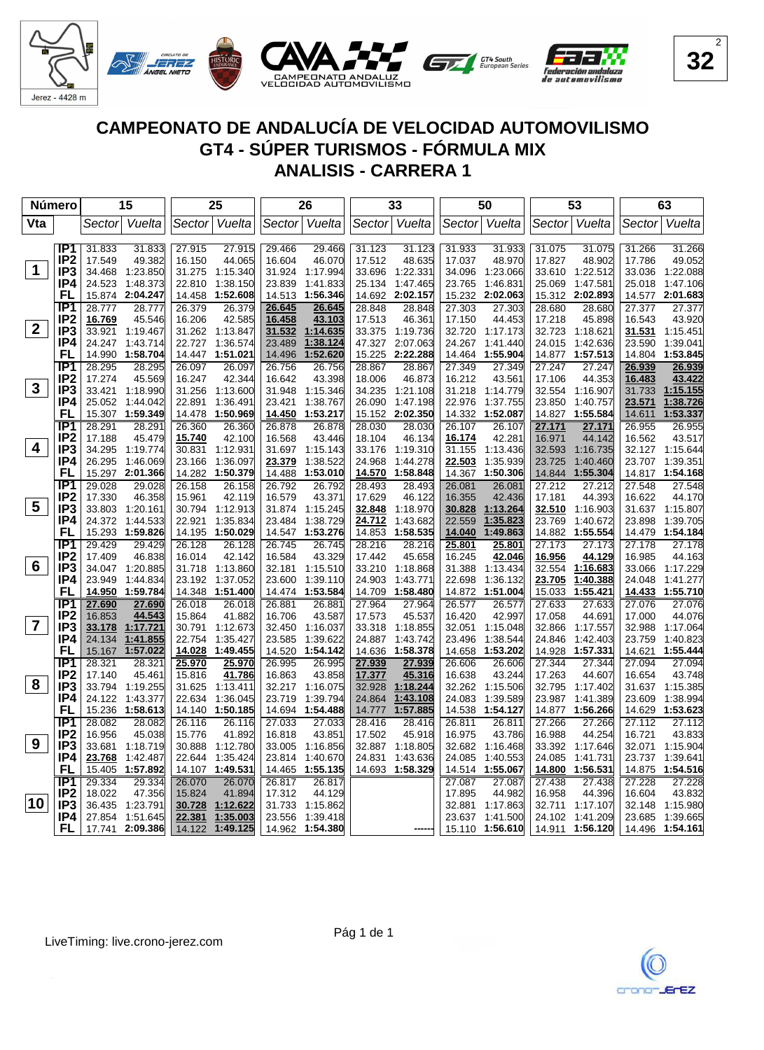# CAMPEONATO DE ANDALUCÍA DE VELOCIDAD AUTOMOVILISMO

## GT4 - SÚPER TURISMOS - FÓRMULA MIX

## ANALISIS - CARRERA 1

| Número | | 15 | | 25 | | 26 | | 33 | | 50 | | 53 | | 63 | |
|---|---|---|---|---|---|---|---|---|---|---|---|---|---|---|---|
| Vta | | Sector | Vuelta | Sector | Vuelta | Sector | Vuelta | Sector | Vuelta | Sector | Vuelta | Sector | Vuelta | Sector | Vuelta |
| 1 | IP1 | 31.833 | 31.833 | 27.915 | 27.915 | 29.466 | 29.466 | 31.123 | 31.123 | 31.933 | 31.933 | 31.075 | 31.075 | 31.266 | 31.266 |
| | IP2 | 17.549 | 49.382 | 16.150 | 44.065 | 16.604 | 46.070 | 17.512 | 48.635 | 17.037 | 48.970 | 17.827 | 48.902 | 17.786 | 49.052 |
| | IP3 | 34.468 | 1:23.850 | 31.275 | 1:15.340 | 31.924 | 1:17.994 | 33.696 | 1:22.331 | 34.096 | 1:23.066 | 33.610 | 1:22.512 | 33.036 | 1:22.088 |
| | IP4 | 24.523 | 1:48.373 | 22.810 | 1:38.150 | 23.839 | 1:41.833 | 25.134 | 1:47.465 | 23.765 | 1:46.831 | 25.069 | 1:47.581 | 25.018 | 1:47.106 |
| | FL | 15.874 | **2:04.247** | 14.458 | **1:52.608** | 14.513 | **1:56.346** | 14.692 | **2:02.157** | 15.232 | **2:02.063** | 15.312 | **2:02.893** | 14.577 | **2:01.683** |
| 2 | IP1 | 28.777 | 28.777 | 26.379 | 26.379 | 26.645 | 26.645 | 28.848 | 28.848 | 27.303 | 27.303 | 28.680 | 28.680 | 27.377 | 27.377 |
| | IP2 | 16.769 | 45.546 | 16.206 | 42.585 | 16.458 | 43.103 | 17.513 | 46.361 | 17.150 | 44.453 | 17.218 | 45.898 | 16.543 | 43.920 |
| | IP3 | 33.921 | 1:19.467 | 31.262 | 1:13.847 | 31.532 | 1:14.635 | 33.375 | 1:19.736 | 32.720 | 1:17.173 | 32.723 | 1:18.621 | 31.531 | 1:15.451 |
| | IP4 | 24.247 | 1:43.714 | 22.727 | 1:36.574 | 23.489 | 1:38.124 | 47.327 | 2:07.063 | 24.267 | 1:41.440 | 24.015 | 1:42.636 | 23.590 | 1:39.041 |
| | FL | 14.990 | **1:58.704** | 14.447 | **1:51.021** | 14.496 | **1:52.620** | 15.225 | **2:22.288** | 14.464 | **1:55.904** | 14.877 | **1:57.513** | 14.804 | **1:53.845** |
| 3 | IP1 | 28.295 | 28.295 | 26.097 | 26.097 | 26.756 | 26.756 | 28.867 | 28.867 | 27.349 | 27.349 | 27.247 | 27.247 | 26.939 | 26.939 |
| | IP2 | 17.274 | 45.569 | 16.247 | 42.344 | 16.642 | 43.398 | 18.006 | 46.873 | 16.212 | 43.561 | 17.106 | 44.353 | 16.483 | 43.422 |
| | IP3 | 33.421 | 1:18.990 | 31.256 | 1:13.600 | 31.948 | 1:15.346 | 34.235 | 1:21.108 | 31.218 | 1:14.779 | 32.554 | 1:16.907 | 31.733 | 1:15.155 |
| | IP4 | 25.052 | 1:44.042 | 22.891 | 1:36.491 | 23.421 | 1:38.767 | 26.090 | 1:47.198 | 22.976 | 1:37.755 | 23.850 | 1:40.757 | 23.571 | 1:38.726 |
| | FL | 15.307 | **1:59.349** | 14.478 | **1:50.969** | 14.450 | **1:53.217** | 15.152 | **2:02.350** | 14.332 | **1:52.087** | 14.827 | **1:55.584** | 14.611 | **1:53.337** |
| 4 | IP1 | 28.291 | 28.291 | 26.360 | 26.360 | 26.878 | 26.878 | 28.030 | 28.030 | 26.107 | 26.107 | 27.171 | 27.171 | 26.955 | 26.955 |
| | IP2 | 17.188 | 45.479 | 15.740 | 42.100 | 16.568 | 43.446 | 18.104 | 46.134 | 16.174 | 42.281 | 16.971 | 44.142 | 16.562 | 43.517 |
| | IP3 | 34.295 | 1:19.774 | 30.831 | 1:12.931 | 31.697 | 1:15.143 | 33.176 | 1:19.310 | 31.155 | 1:13.436 | 32.593 | 1:16.735 | 32.127 | 1:15.644 |
| | IP4 | 26.295 | 1:46.069 | 23.166 | 1:36.097 | 23.379 | 1:38.522 | 24.968 | 1:44.278 | 22.503 | 1:35.939 | 23.725 | 1:40.460 | 23.707 | 1:39.351 |
| | FL | 15.297 | **2:01.366** | 14.282 | **1:50.379** | 14.488 | **1:53.010** | 14.570 | **1:58.848** | 14.367 | **1:50.306** | 14.844 | **1:55.304** | 14.817 | **1:54.168** |
| 5 | IP1 | 29.028 | 29.028 | 26.158 | 26.158 | 26.792 | 26.792 | 28.493 | 28.493 | 26.081 | 26.081 | 27.212 | 27.212 | 27.548 | 27.548 |
| | IP2 | 17.330 | 46.358 | 15.961 | 42.119 | 16.579 | 43.371 | 17.629 | 46.122 | 16.355 | 42.436 | 17.181 | 44.393 | 16.622 | 44.170 |
| | IP3 | 33.803 | 1:20.161 | 30.794 | 1:12.913 | 31.874 | 1:15.245 | 32.848 | 1:18.970 | 30.828 | 1:13.264 | 32.510 | 1:16.903 | 31.637 | 1:15.807 |
| | IP4 | 24.372 | 1:44.533 | 22.921 | 1:35.834 | 23.484 | 1:38.729 | 24.712 | 1:43.682 | 22.559 | 1:35.823 | 23.769 | 1:40.672 | 23.898 | 1:39.705 |
| | FL | 15.293 | **1:59.826** | 14.195 | **1:50.029** | 14.547 | **1:53.276** | 14.853 | **1:58.535** | 14.040 | **1:49.863** | 14.882 | **1:55.554** | 14.479 | **1:54.184** |
| 6 | IP1 | 29.429 | 29.429 | 26.128 | 26.128 | 26.745 | 26.745 | 28.216 | 28.216 | 25.801 | 25.801 | 27.173 | 27.173 | 27.178 | 27.178 |
| | IP2 | 17.409 | 46.838 | 16.014 | 42.142 | 16.584 | 43.329 | 17.442 | 45.658 | 16.245 | 42.046 | 16.956 | 44.129 | 16.985 | 44.163 |
| | IP3 | 34.047 | 1:20.885 | 31.718 | 1:13.860 | 32.181 | 1:15.510 | 33.210 | 1:18.868 | 31.388 | 1:13.434 | 32.554 | 1:16.683 | 33.066 | 1:17.229 |
| | IP4 | 23.949 | 1:44.834 | 23.192 | 1:37.052 | 23.600 | 1:39.110 | 24.903 | 1:43.771 | 22.698 | 1:36.132 | 23.705 | 1:40.388 | 24.048 | 1:41.277 |
| | FL | 14.950 | **1:59.784** | 14.348 | **1:51.400** | 14.474 | **1:53.584** | 14.709 | **1:58.480** | 14.872 | **1:51.004** | 15.033 | **1:55.421** | 14.433 | **1:55.710** |
| 7 | IP1 | 27.690 | 27.690 | 26.018 | 26.018 | 26.881 | 26.881 | 27.964 | 27.964 | 26.577 | 26.577 | 27.633 | 27.633 | 27.076 | 27.076 |
| | IP2 | 16.853 | 44.543 | 15.864 | 41.882 | 16.706 | 43.587 | 17.573 | 45.537 | 16.420 | 42.997 | 17.058 | 44.691 | 17.000 | 44.076 |
| | IP3 | 33.178 | 1:17.721 | 30.791 | 1:12.673 | 32.450 | 1:16.037 | 33.318 | 1:18.855 | 32.051 | 1:15.048 | 32.866 | 1:17.557 | 32.988 | 1:17.064 |
| | IP4 | 24.134 | 1:41.855 | 22.754 | 1:35.427 | 23.585 | 1:39.622 | 24.887 | 1:43.742 | 23.496 | 1:38.544 | 24.846 | 1:42.403 | 23.759 | 1:40.823 |
| | FL | 15.167 | **1:57.022** | 14.028 | **1:49.455** | 14.520 | **1:54.142** | 14.636 | **1:58.378** | 14.658 | **1:53.202** | 14.928 | **1:57.331** | 14.621 | **1:55.444** |
| 8 | IP1 | 28.321 | 28.321 | 25.970 | 25.970 | 26.995 | 26.995 | 27.939 | 27.939 | 26.606 | 26.606 | 27.344 | 27.344 | 27.094 | 27.094 |
| | IP2 | 17.140 | 45.461 | 15.816 | 41.786 | 16.863 | 43.858 | 17.377 | 45.316 | 16.638 | 43.244 | 17.263 | 44.607 | 16.654 | 43.748 |
| | IP3 | 33.794 | 1:19.255 | 31.625 | 1:13.411 | 32.217 | 1:16.075 | 32.928 | 1:18.244 | 32.262 | 1:15.506 | 32.795 | 1:17.402 | 31.637 | 1:15.385 |
| | IP4 | 24.122 | 1:43.377 | 22.634 | 1:36.045 | 23.719 | 1:39.794 | 24.864 | 1:43.108 | 24.083 | 1:39.589 | 23.987 | 1:41.389 | 23.609 | 1:38.994 |
| | FL | 15.236 | **1:58.613** | 14.140 | **1:50.185** | 14.694 | **1:54.488** | 14.777 | **1:57.885** | 14.538 | **1:54.127** | 14.877 | **1:56.266** | 14.629 | **1:53.623** |
| 9 | IP1 | 28.082 | 28.082 | 26.116 | 26.116 | 27.033 | 27.033 | 28.416 | 28.416 | 26.811 | 26.811 | 27.266 | 27.266 | 27.112 | 27.112 |
| | IP2 | 16.956 | 45.038 | 15.776 | 41.892 | 16.818 | 43.851 | 17.502 | 45.918 | 16.975 | 43.786 | 16.988 | 44.254 | 16.721 | 43.833 |
| | IP3 | 33.681 | 1:18.719 | 30.888 | 1:12.780 | 33.005 | 1:16.856 | 32.887 | 1:18.805 | 32.682 | 1:16.468 | 33.392 | 1:17.646 | 32.071 | 1:15.904 |
| | IP4 | 23.768 | 1:42.487 | 22.644 | 1:35.424 | 23.814 | 1:40.670 | 24.831 | 1:43.636 | 24.085 | 1:40.553 | 24.085 | 1:41.731 | 23.737 | 1:39.641 |
| | FL | 15.405 | **1:57.892** | 14.107 | **1:49.531** | 14.465 | **1:55.135** | 14.693 | **1:58.329** | 14.514 | **1:55.067** | 14.800 | **1:56.531** | 14.875 | **1:54.516** |
| 10 | IP1 | 29.334 | 29.334 | 26.070 | 26.070 | 26.817 | 26.817 | | | 27.087 | 27.087 | 27.438 | 27.438 | 27.228 | 27.228 |
| | IP2 | 18.022 | 47.356 | 15.824 | 41.894 | 17.312 | 44.129 | | | 17.895 | 44.982 | 16.958 | 44.396 | 16.604 | 43.832 |
| | IP3 | 36.435 | 1:23.791 | 30.728 | 1:12.622 | 31.733 | 1:15.862 | | | 32.881 | 1:17.863 | 32.711 | 1:17.107 | 32.148 | 1:15.980 |
| | IP4 | 27.854 | 1:51.645 | 22.381 | 1:35.003 | 23.556 | 1:39.418 | | | 23.637 | 1:41.500 | 24.102 | 1:41.209 | 23.685 | 1:39.665 |
| | FL | 17.741 | **2:09.386** | 14.122 | **1:49.125** | 14.962 | **1:54.380** | | **------** | 15.110 | **1:56.610** | 14.911 | **1:56.120** | 14.496 | **1:54.161** |

LiveTiming: live.crono-jerez.com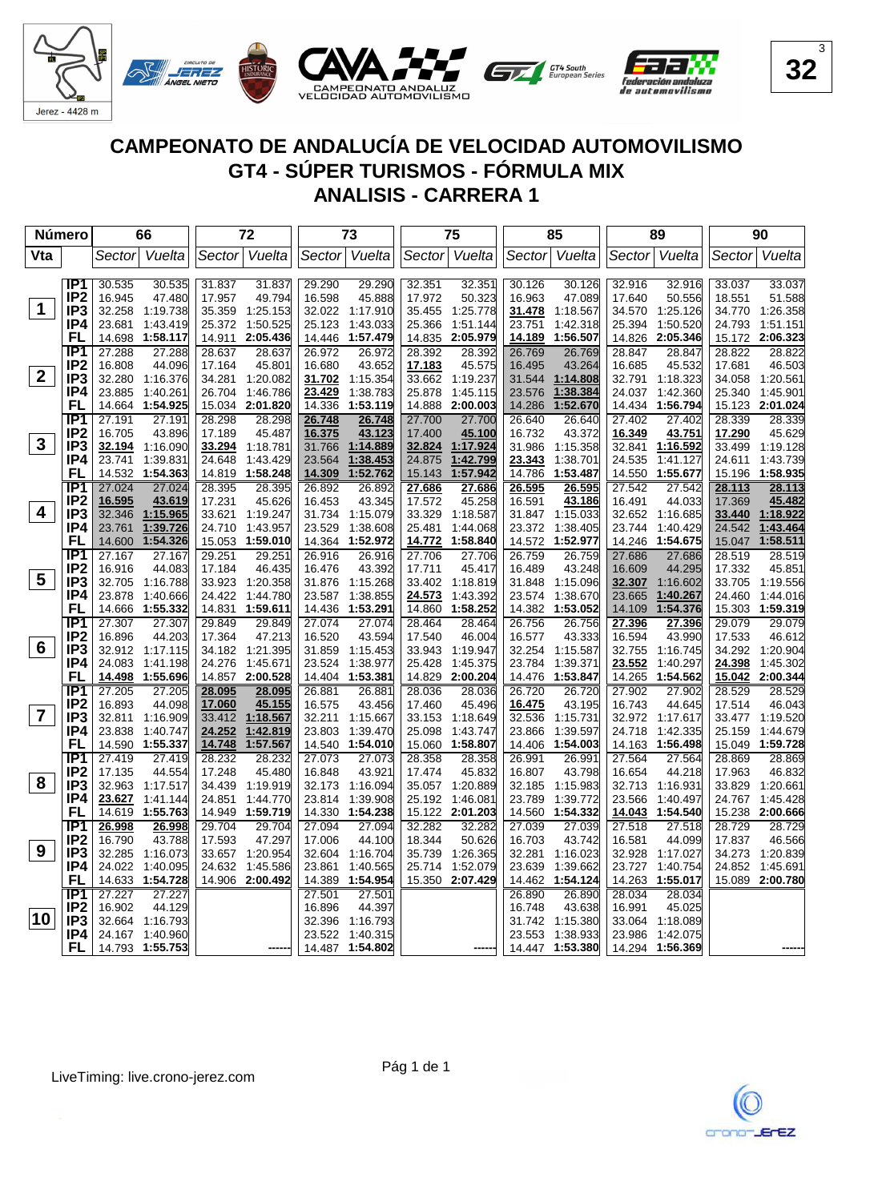Jerez - 4428 m

CAMPEONATO ANDALUZ VELOCIDAD AUTOMOVILISMO

32

# CAMPEONATO DE ANDALUCÍA DE VELOCIDAD AUTOMOVILISMO
## GT4 - SÚPER TURISMOS - FÓRMULA MIX
## ANALISIS - CARRERA 1

| Número | | 66 | | 72 | | 73 | | 75 | | 85 | | 89 | | 90 | |
|---|---|---|---|---|---|---|---|---|---|---|---|---|---|---|---|
| Vta | | Sector | Vuelta | Sector | Vuelta | Sector | Vuelta | Sector | Vuelta | Sector | Vuelta | Sector | Vuelta | Sector | Vuelta |
| 1 | IP1 | 30.535 | 30.535 | 31.837 | 31.837 | 29.290 | 29.290 | 32.351 | 32.351 | 30.126 | 30.126 | 32.916 | 32.916 | 33.037 | 33.037 |
| | IP2 | 16.945 | 47.480 | 17.957 | 49.794 | 16.598 | 45.888 | 17.972 | 50.323 | 16.963 | 47.089 | 17.640 | 50.556 | 18.551 | 51.588 |
| | IP3 | 32.258 | 1:19.738 | 35.359 | 1:25.153 | 32.022 | 1:17.910 | 35.455 | 1:25.778 | 31.478 | 1:18.567 | 34.570 | 1:25.126 | 34.770 | 1:26.358 |
| | IP4 | 23.681 | 1:43.419 | 25.372 | 1:50.525 | 25.123 | 1:43.033 | 25.366 | 1:51.144 | 23.751 | 1:42.318 | 25.394 | 1:50.520 | 24.793 | 1:51.151 |
| | FL | 14.698 | 1:58.117 | 14.911 | 2:05.436 | 14.446 | 1:57.479 | 14.835 | 2:05.979 | 14.189 | 1:56.507 | 14.826 | 2:05.346 | 15.172 | 2:06.323 |
| 2 | IP1 | 27.288 | 27.288 | 28.637 | 28.637 | 26.972 | 26.972 | 28.392 | 28.392 | 26.769 | 26.769 | 28.847 | 28.847 | 28.822 | 28.822 |
| | IP2 | 16.808 | 44.096 | 17.164 | 45.801 | 16.680 | 43.652 | 17.183 | 45.575 | 16.495 | 43.264 | 16.685 | 45.532 | 17.681 | 46.503 |
| | IP3 | 32.280 | 1:16.376 | 34.281 | 1:20.082 | 31.702 | 1:15.354 | 33.662 | 1:19.237 | 31.544 | 1:14.808 | 32.791 | 1:18.323 | 34.058 | 1:20.561 |
| | IP4 | 23.885 | 1:40.261 | 26.704 | 1:46.786 | 23.429 | 1:38.783 | 25.878 | 1:45.115 | 23.576 | 1:38.384 | 24.037 | 1:42.360 | 25.340 | 1:45.901 |
| | FL | 14.664 | 1:54.925 | 15.034 | 2:01.820 | 14.336 | 1:53.119 | 14.888 | 2:00.003 | 14.286 | 1:52.670 | 14.434 | 1:56.794 | 15.123 | 2:01.024 |
| 3 | IP1 | 27.191 | 27.191 | 28.298 | 28.298 | 26.748 | 26.748 | 27.700 | 27.700 | 26.640 | 26.640 | 27.402 | 27.402 | 28.339 | 28.339 |
| | IP2 | 16.705 | 43.896 | 17.189 | 45.487 | 16.375 | 43.123 | 17.400 | 45.100 | 16.732 | 43.372 | 16.349 | 43.751 | 17.290 | 45.629 |
| | IP3 | 32.194 | 1:16.090 | 33.294 | 1:18.781 | 31.766 | 1:14.889 | 32.824 | 1:17.924 | 31.986 | 1:15.358 | 32.841 | 1:16.592 | 33.499 | 1:19.128 |
| | IP4 | 23.741 | 1:39.831 | 24.648 | 1:43.429 | 23.564 | 1:38.453 | 24.875 | 1:42.799 | 23.343 | 1:38.701 | 24.535 | 1:41.127 | 24.611 | 1:43.739 |
| | FL | 14.532 | 1:54.363 | 14.819 | 1:58.248 | 14.309 | 1:52.762 | 15.143 | 1:57.942 | 14.786 | 1:53.487 | 14.550 | 1:55.677 | 15.196 | 1:58.935 |
| 4 | IP1 | 27.024 | 27.024 | 28.395 | 28.395 | 26.892 | 26.892 | 27.686 | 27.686 | 26.595 | 26.595 | 27.542 | 27.542 | 28.113 | 28.113 |
| | IP2 | 16.595 | 43.619 | 17.231 | 45.626 | 16.453 | 43.345 | 17.572 | 45.258 | 16.591 | 43.186 | 16.491 | 44.033 | 17.369 | 45.482 |
| | IP3 | 32.346 | 1:15.965 | 33.621 | 1:19.247 | 31.734 | 1:15.079 | 33.329 | 1:18.587 | 31.847 | 1:15.033 | 32.652 | 1:16.685 | 33.440 | 1:18.922 |
| | IP4 | 23.761 | 1:39.726 | 24.710 | 1:43.957 | 23.529 | 1:38.608 | 25.481 | 1:44.068 | 23.372 | 1:38.405 | 23.744 | 1:40.429 | 24.542 | 1:43.464 |
| | FL | 14.600 | 1:54.326 | 15.053 | 1:59.010 | 14.364 | 1:52.972 | 14.772 | 1:58.840 | 14.572 | 1:52.977 | 14.246 | 1:54.675 | 15.047 | 1:58.511 |
| 5 | IP1 | 27.167 | 27.167 | 29.251 | 29.251 | 26.916 | 26.916 | 27.706 | 27.706 | 26.759 | 26.759 | 27.686 | 27.686 | 28.519 | 28.519 |
| | IP2 | 16.916 | 44.083 | 17.184 | 46.435 | 16.476 | 43.392 | 17.711 | 45.417 | 16.489 | 43.248 | 16.609 | 44.295 | 17.332 | 45.851 |
| | IP3 | 32.705 | 1:16.788 | 33.923 | 1:20.358 | 31.876 | 1:15.268 | 33.402 | 1:18.819 | 31.848 | 1:15.096 | 32.307 | 1:16.602 | 33.705 | 1:19.556 |
| | IP4 | 23.878 | 1:40.666 | 24.422 | 1:44.780 | 23.587 | 1:38.855 | 24.573 | 1:43.392 | 23.574 | 1:38.670 | 23.665 | 1:40.267 | 24.460 | 1:44.016 |
| | FL | 14.666 | 1:55.332 | 14.831 | 1:59.611 | 14.436 | 1:53.291 | 14.860 | 1:58.252 | 14.382 | 1:53.052 | 14.109 | 1:54.376 | 15.303 | 1:59.319 |
| 6 | IP1 | 27.307 | 27.307 | 29.849 | 29.849 | 27.074 | 27.074 | 28.464 | 28.464 | 26.756 | 26.756 | 27.396 | 27.396 | 29.079 | 29.079 |
| | IP2 | 16.896 | 44.203 | 17.364 | 47.213 | 16.520 | 43.594 | 17.540 | 46.004 | 16.577 | 43.333 | 16.594 | 43.990 | 17.533 | 46.612 |
| | IP3 | 32.912 | 1:17.115 | 34.182 | 1:21.395 | 31.859 | 1:15.453 | 33.943 | 1:19.947 | 32.254 | 1:15.587 | 32.755 | 1:16.745 | 34.292 | 1:20.904 |
| | IP4 | 24.083 | 1:41.198 | 24.276 | 1:45.671 | 23.524 | 1:38.977 | 25.428 | 1:45.375 | 23.784 | 1:39.371 | 23.552 | 1:40.297 | 24.398 | 1:45.302 |
| | FL | 14.498 | 1:55.696 | 14.857 | 2:00.528 | 14.404 | 1:53.381 | 14.829 | 2:00.204 | 14.476 | 1:53.847 | 14.265 | 1:54.562 | 15.042 | 2:00.344 |
| 7 | IP1 | 27.205 | 27.205 | 28.095 | 28.095 | 26.881 | 26.881 | 28.036 | 28.036 | 26.720 | 26.720 | 27.902 | 27.902 | 28.529 | 28.529 |
| | IP2 | 16.893 | 44.098 | 17.060 | 45.155 | 16.575 | 43.456 | 17.460 | 45.496 | 16.475 | 43.195 | 16.743 | 44.645 | 17.514 | 46.043 |
| | IP3 | 32.811 | 1:16.909 | 33.412 | 1:18.567 | 32.211 | 1:15.667 | 33.153 | 1:18.649 | 32.536 | 1:15.731 | 32.972 | 1:17.617 | 33.477 | 1:19.520 |
| | IP4 | 23.838 | 1:40.747 | 24.252 | 1:42.819 | 23.803 | 1:39.470 | 25.098 | 1:43.747 | 23.866 | 1:39.597 | 24.718 | 1:42.335 | 25.159 | 1:44.679 |
| | FL | 14.590 | 1:55.337 | 14.748 | 1:57.567 | 14.540 | 1:54.010 | 15.060 | 1:58.807 | 14.406 | 1:54.003 | 14.163 | 1:56.498 | 15.049 | 1:59.728 |
| 8 | IP1 | 27.419 | 27.419 | 28.232 | 28.232 | 27.073 | 27.073 | 28.358 | 28.358 | 26.991 | 26.991 | 27.564 | 27.564 | 28.869 | 28.869 |
| | IP2 | 17.135 | 44.554 | 17.248 | 45.480 | 16.848 | 43.921 | 17.474 | 45.832 | 16.807 | 43.798 | 16.654 | 44.218 | 17.963 | 46.832 |
| | IP3 | 32.963 | 1:17.517 | 34.439 | 1:19.919 | 32.173 | 1:16.094 | 35.057 | 1:20.889 | 32.185 | 1:15.983 | 32.713 | 1:16.931 | 33.829 | 1:20.661 |
| | IP4 | 23.627 | 1:41.144 | 24.851 | 1:44.770 | 23.814 | 1:39.908 | 25.192 | 1:46.081 | 23.789 | 1:39.772 | 23.566 | 1:40.497 | 24.767 | 1:45.428 |
| | FL | 14.619 | 1:55.763 | 14.949 | 1:59.719 | 14.330 | 1:54.238 | 15.122 | 2:01.203 | 14.560 | 1:54.332 | 14.043 | 1:54.540 | 15.238 | 2:00.666 |
| 9 | IP1 | 26.998 | 26.998 | 29.704 | 29.704 | 27.094 | 27.094 | 32.282 | 32.282 | 27.039 | 27.039 | 27.518 | 27.518 | 28.729 | 28.729 |
| | IP2 | 16.790 | 43.788 | 17.593 | 47.297 | 17.006 | 44.100 | 18.344 | 50.626 | 16.703 | 43.742 | 16.581 | 44.099 | 17.837 | 46.566 |
| | IP3 | 32.285 | 1:16.073 | 33.657 | 1:20.954 | 32.604 | 1:16.704 | 35.739 | 1:26.365 | 32.281 | 1:16.023 | 32.928 | 1:17.027 | 34.273 | 1:20.839 |
| | IP4 | 24.022 | 1:40.095 | 24.632 | 1:45.586 | 23.861 | 1:40.565 | 25.714 | 1:52.079 | 23.639 | 1:39.662 | 23.727 | 1:40.754 | 24.852 | 1:45.691 |
| | FL | 14.633 | 1:54.728 | 14.906 | 2:00.492 | 14.389 | 1:54.954 | 15.350 | 2:07.429 | 14.462 | 1:54.124 | 14.263 | 1:55.017 | 15.089 | 2:00.780 |
| 10 | IP1 | 27.227 | 27.227 | | | 27.501 | 27.501 | | | 26.890 | 26.890 | 28.034 | 28.034 | | |
| | IP2 | 16.902 | 44.129 | | | 16.896 | 44.397 | | | 16.748 | 43.638 | 16.991 | 45.025 | | |
| | IP3 | 32.664 | 1:16.793 | | | 32.396 | 1:16.793 | | | 31.742 | 1:15.380 | 33.064 | 1:18.089 | | |
| | IP4 | 24.167 | 1:40.960 | | | 23.522 | 1:40.315 | | | 23.553 | 1:38.933 | 23.986 | 1:42.075 | | |
| | FL | 14.793 | 1:55.753 | | ------ | 14.487 | 1:54.802 | | ------ | 14.447 | 1:53.380 | 14.294 | 1:56.369 | | ------ |

LiveTiming: live.crono-jerez.com

Pág 1 de 1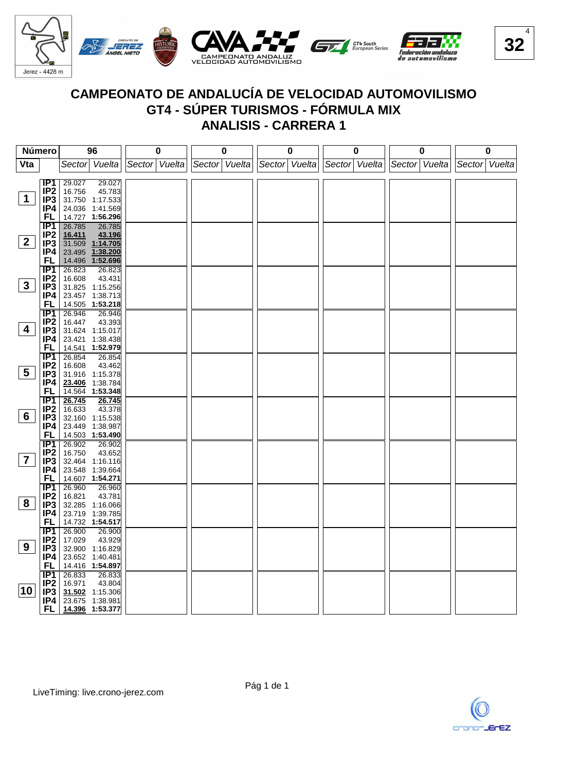Jerez - 4428 m

# CAMPEONATO DE ANDALUCÍA DE VELOCIDAD AUTOMOVILISMO
## GT4 - SÚPER TURISMOS - FÓRMULA MIX
## ANALISIS - CARRERA 1

32

| Vta | | 96 Sector | 96 Vuelta |
|---|---|---|---|
| 1 | IP1 | 29.027 | 29.027 |
| | IP2 | 16.756 | 45.783 |
| | IP3 | 31.750 | 1:17.533 |
| | IP4 | 24.036 | 1:41.569 |
| | FL | 14.727 | **1:56.296** |
| 2 | IP1 | 26.785 | 26.785 |
| | IP2 | **16.411** | **43.196** |
| | IP3 | 31.509 | **1:14.705** |
| | IP4 | 23.495 | **1:38.200** |
| | FL | 14.496 | **1:52.696** |
| 3 | IP1 | 26.823 | 26.823 |
| | IP2 | 16.608 | 43.431 |
| | IP3 | 31.825 | 1:15.256 |
| | IP4 | 23.457 | 1:38.713 |
| | FL | 14.505 | **1:53.218** |
| 4 | IP1 | 26.946 | 26.946 |
| | IP2 | 16.447 | 43.393 |
| | IP3 | 31.624 | 1:15.017 |
| | IP4 | 23.421 | 1:38.438 |
| | FL | 14.541 | **1:52.979** |
| 5 | IP1 | 26.854 | 26.854 |
| | IP2 | 16.608 | 43.462 |
| | IP3 | 31.916 | 1:15.378 |
| | IP4 | **23.406** | 1:38.784 |
| | FL | 14.564 | **1:53.348** |
| 6 | IP1 | **26.745** | **26.745** |
| | IP2 | 16.633 | 43.378 |
| | IP3 | 32.160 | 1:15.538 |
| | IP4 | 23.449 | 1:38.987 |
| | FL | 14.503 | **1:53.490** |
| 7 | IP1 | 26.902 | 26.902 |
| | IP2 | 16.750 | 43.652 |
| | IP3 | 32.464 | 1:16.116 |
| | IP4 | 23.548 | 1:39.664 |
| | FL | 14.607 | **1:54.271** |
| 8 | IP1 | 26.960 | 26.960 |
| | IP2 | 16.821 | 43.781 |
| | IP3 | 32.285 | 1:16.066 |
| | IP4 | 23.719 | 1:39.785 |
| | FL | 14.732 | **1:54.517** |
| 9 | IP1 | 26.900 | 26.900 |
| | IP2 | 17.029 | 43.929 |
| | IP3 | 32.900 | 1:16.829 |
| | IP4 | 23.652 | 1:40.481 |
| | FL | 14.416 | **1:54.897** |
| 10 | IP1 | 26.833 | 26.833 |
| | IP2 | 16.971 | 43.804 |
| | IP3 | **31.502** | 1:15.306 |
| | IP4 | 23.675 | 1:38.981 |
| | FL | **14.396** | **1:53.377** |

LiveTiming: live.crono-jerez.com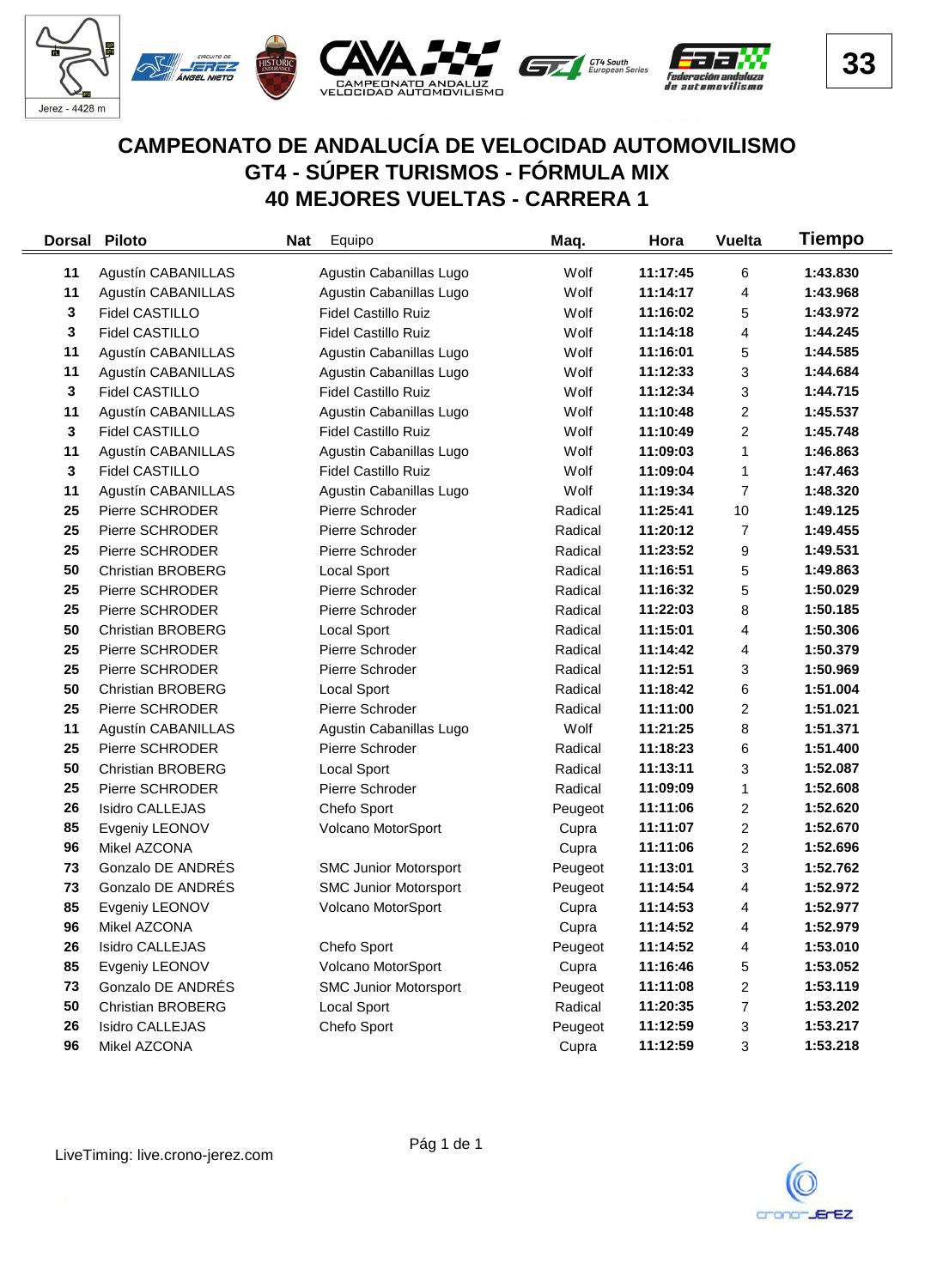Jerez - 4428 m

33

# CAMPEONATO DE ANDALUCÍA DE VELOCIDAD AUTOMOVILISMO
## GT4 - SÚPER TURISMOS - FÓRMULA MIX
## 40 MEJORES VUELTAS - CARRERA 1

| Dorsal | Piloto | Nat | Equipo | Maq. | Hora | Vuelta | Tiempo |
|---|---|---|---|---|---|---|---|
| 11 | Agustín CABANILLAS | | Agustin Cabanillas Lugo | Wolf | 11:17:45 | 6 | 1:43.830 |
| 11 | Agustín CABANILLAS | | Agustin Cabanillas Lugo | Wolf | 11:14:17 | 4 | 1:43.968 |
| 3 | Fidel CASTILLO | | Fidel Castillo Ruiz | Wolf | 11:16:02 | 5 | 1:43.972 |
| 3 | Fidel CASTILLO | | Fidel Castillo Ruiz | Wolf | 11:14:18 | 4 | 1:44.245 |
| 11 | Agustín CABANILLAS | | Agustin Cabanillas Lugo | Wolf | 11:16:01 | 5 | 1:44.585 |
| 11 | Agustín CABANILLAS | | Agustin Cabanillas Lugo | Wolf | 11:12:33 | 3 | 1:44.684 |
| 3 | Fidel CASTILLO | | Fidel Castillo Ruiz | Wolf | 11:12:34 | 3 | 1:44.715 |
| 11 | Agustín CABANILLAS | | Agustin Cabanillas Lugo | Wolf | 11:10:48 | 2 | 1:45.537 |
| 3 | Fidel CASTILLO | | Fidel Castillo Ruiz | Wolf | 11:10:49 | 2 | 1:45.748 |
| 11 | Agustín CABANILLAS | | Agustin Cabanillas Lugo | Wolf | 11:09:03 | 1 | 1:46.863 |
| 3 | Fidel CASTILLO | | Fidel Castillo Ruiz | Wolf | 11:09:04 | 1 | 1:47.463 |
| 11 | Agustín CABANILLAS | | Agustin Cabanillas Lugo | Wolf | 11:19:34 | 7 | 1:48.320 |
| 25 | Pierre SCHRODER | | Pierre Schroder | Radical | 11:25:41 | 10 | 1:49.125 |
| 25 | Pierre SCHRODER | | Pierre Schroder | Radical | 11:20:12 | 7 | 1:49.455 |
| 25 | Pierre SCHRODER | | Pierre Schroder | Radical | 11:23:52 | 9 | 1:49.531 |
| 50 | Christian BROBERG | | Local Sport | Radical | 11:16:51 | 5 | 1:49.863 |
| 25 | Pierre SCHRODER | | Pierre Schroder | Radical | 11:16:32 | 5 | 1:50.029 |
| 25 | Pierre SCHRODER | | Pierre Schroder | Radical | 11:22:03 | 8 | 1:50.185 |
| 50 | Christian BROBERG | | Local Sport | Radical | 11:15:01 | 4 | 1:50.306 |
| 25 | Pierre SCHRODER | | Pierre Schroder | Radical | 11:14:42 | 4 | 1:50.379 |
| 25 | Pierre SCHRODER | | Pierre Schroder | Radical | 11:12:51 | 3 | 1:50.969 |
| 50 | Christian BROBERG | | Local Sport | Radical | 11:18:42 | 6 | 1:51.004 |
| 25 | Pierre SCHRODER | | Pierre Schroder | Radical | 11:11:00 | 2 | 1:51.021 |
| 11 | Agustín CABANILLAS | | Agustin Cabanillas Lugo | Wolf | 11:21:25 | 8 | 1:51.371 |
| 25 | Pierre SCHRODER | | Pierre Schroder | Radical | 11:18:23 | 6 | 1:51.400 |
| 50 | Christian BROBERG | | Local Sport | Radical | 11:13:11 | 3 | 1:52.087 |
| 25 | Pierre SCHRODER | | Pierre Schroder | Radical | 11:09:09 | 1 | 1:52.608 |
| 26 | Isidro CALLEJAS | | Chefo Sport | Peugeot | 11:11:06 | 2 | 1:52.620 |
| 85 | Evgeniy LEONOV | | Volcano MotorSport | Cupra | 11:11:07 | 2 | 1:52.670 |
| 96 | Mikel AZCONA | | | Cupra | 11:11:06 | 2 | 1:52.696 |
| 73 | Gonzalo DE ANDRÉS | | SMC Junior Motorsport | Peugeot | 11:13:01 | 3 | 1:52.762 |
| 73 | Gonzalo DE ANDRÉS | | SMC Junior Motorsport | Peugeot | 11:14:54 | 4 | 1:52.972 |
| 85 | Evgeniy LEONOV | | Volcano MotorSport | Cupra | 11:14:53 | 4 | 1:52.977 |
| 96 | Mikel AZCONA | | | Cupra | 11:14:52 | 4 | 1:52.979 |
| 26 | Isidro CALLEJAS | | Chefo Sport | Peugeot | 11:14:52 | 4 | 1:53.010 |
| 85 | Evgeniy LEONOV | | Volcano MotorSport | Cupra | 11:16:46 | 5 | 1:53.052 |
| 73 | Gonzalo DE ANDRÉS | | SMC Junior Motorsport | Peugeot | 11:11:08 | 2 | 1:53.119 |
| 50 | Christian BROBERG | | Local Sport | Radical | 11:20:35 | 7 | 1:53.202 |
| 26 | Isidro CALLEJAS | | Chefo Sport | Peugeot | 11:12:59 | 3 | 1:53.217 |
| 96 | Mikel AZCONA | | | Cupra | 11:12:59 | 3 | 1:53.218 |

LiveTiming: live.crono-jerez.com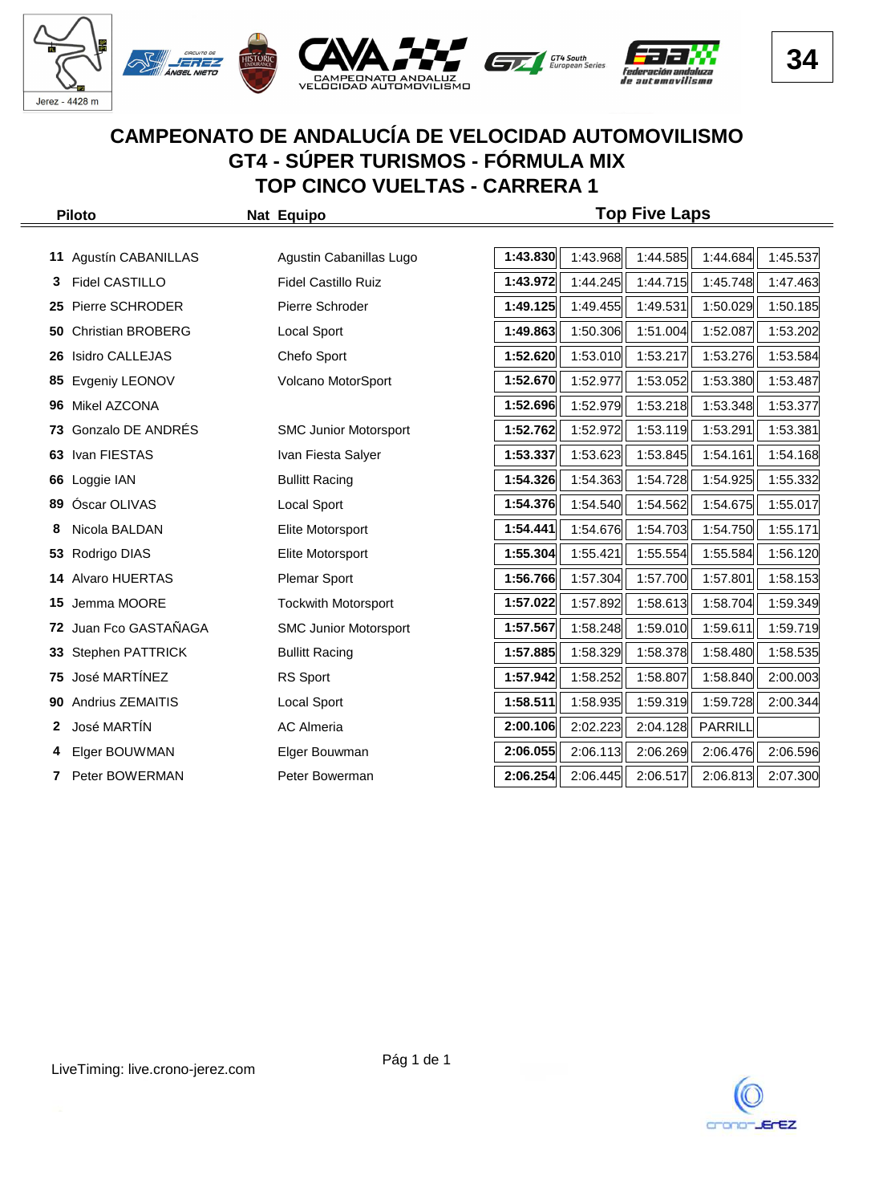# CAMPEONATO DE ANDALUCÍA DE VELOCIDAD AUTOMOVILISMO
## GT4 - SÚPER TURISMOS - FÓRMULA MIX
## TOP CINCO VUELTAS - CARRERA 1

| | Piloto | Nat | Equipo | Top Five Laps | | | | |
|---|---|---|---|---|---|---|---|---|
| 11 | Agustín CABANILLAS | | Agustin Cabanillas Lugo | **1:43.830** | 1:43.968 | 1:44.585 | 1:44.684 | 1:45.537 |
| 3 | Fidel CASTILLO | | Fidel Castillo Ruiz | **1:43.972** | 1:44.245 | 1:44.715 | 1:45.748 | 1:47.463 |
| 25 | Pierre SCHRODER | | Pierre Schroder | **1:49.125** | 1:49.455 | 1:49.531 | 1:50.029 | 1:50.185 |
| 50 | Christian BROBERG | | Local Sport | **1:49.863** | 1:50.306 | 1:51.004 | 1:52.087 | 1:53.202 |
| 26 | Isidro CALLEJAS | | Chefo Sport | **1:52.620** | 1:53.010 | 1:53.217 | 1:53.276 | 1:53.584 |
| 85 | Evgeniy LEONOV | | Volcano MotorSport | **1:52.670** | 1:52.977 | 1:53.052 | 1:53.380 | 1:53.487 |
| 96 | Mikel AZCONA | | | **1:52.696** | 1:52.979 | 1:53.218 | 1:53.348 | 1:53.377 |
| 73 | Gonzalo DE ANDRÉS | | SMC Junior Motorsport | **1:52.762** | 1:52.972 | 1:53.119 | 1:53.291 | 1:53.381 |
| 63 | Ivan FIESTAS | | Ivan Fiesta Salyer | **1:53.337** | 1:53.623 | 1:53.845 | 1:54.161 | 1:54.168 |
| 66 | Loggie IAN | | Bullitt Racing | **1:54.326** | 1:54.363 | 1:54.728 | 1:54.925 | 1:55.332 |
| 89 | Óscar OLIVAS | | Local Sport | **1:54.376** | 1:54.540 | 1:54.562 | 1:54.675 | 1:55.017 |
| 8 | Nicola BALDAN | | Elite Motorsport | **1:54.441** | 1:54.676 | 1:54.703 | 1:54.750 | 1:55.171 |
| 53 | Rodrigo DIAS | | Elite Motorsport | **1:55.304** | 1:55.421 | 1:55.554 | 1:55.584 | 1:56.120 |
| 14 | Alvaro HUERTAS | | Plemar Sport | **1:56.766** | 1:57.304 | 1:57.700 | 1:57.801 | 1:58.153 |
| 15 | Jemma MOORE | | Tockwith Motorsport | **1:57.022** | 1:57.892 | 1:58.613 | 1:58.704 | 1:59.349 |
| 72 | Juan Fco GASTAÑAGA | | SMC Junior Motorsport | **1:57.567** | 1:58.248 | 1:59.010 | 1:59.611 | 1:59.719 |
| 33 | Stephen PATTRICK | | Bullitt Racing | **1:57.885** | 1:58.329 | 1:58.378 | 1:58.480 | 1:58.535 |
| 75 | José MARTÍNEZ | | RS Sport | **1:57.942** | 1:58.252 | 1:58.807 | 1:58.840 | 2:00.003 |
| 90 | Andrius ZEMAITIS | | Local Sport | **1:58.511** | 1:58.935 | 1:59.319 | 1:59.728 | 2:00.344 |
| 2 | José MARTÍN | | AC Almeria | **2:00.106** | 2:02.223 | 2:04.128 | PARRILL | |
| 4 | Elger BOUWMAN | | Elger Bouwman | **2:06.055** | 2:06.113 | 2:06.269 | 2:06.476 | 2:06.596 |
| 7 | Peter BOWERMAN | | Peter Bowerman | **2:06.254** | 2:06.445 | 2:06.517 | 2:06.813 | 2:07.300 |

LiveTiming: live.crono-jerez.com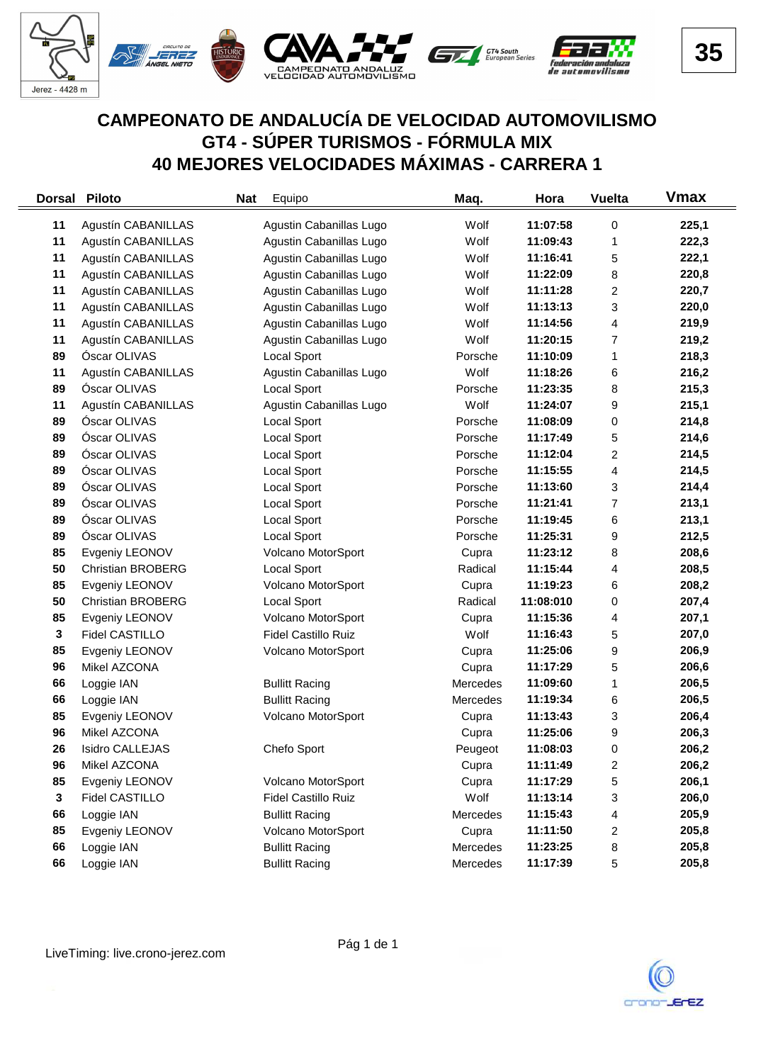# CAMPEONATO DE ANDALUCÍA DE VELOCIDAD AUTOMOVILISMO
# GT4 - SÚPER TURISMOS - FÓRMULA MIX
# 40 MEJORES VELOCIDADES MÁXIMAS - CARRERA 1

| Dorsal | Piloto | Nat | Equipo | Maq. | Hora | Vuelta | Vmax |
|---|---|---|---|---|---|---|---|
| 11 | Agustín CABANILLAS | | Agustin Cabanillas Lugo | Wolf | 11:07:58 | 0 | 225,1 |
| 11 | Agustín CABANILLAS | | Agustin Cabanillas Lugo | Wolf | 11:09:43 | 1 | 222,3 |
| 11 | Agustín CABANILLAS | | Agustin Cabanillas Lugo | Wolf | 11:16:41 | 5 | 222,1 |
| 11 | Agustín CABANILLAS | | Agustin Cabanillas Lugo | Wolf | 11:22:09 | 8 | 220,8 |
| 11 | Agustín CABANILLAS | | Agustin Cabanillas Lugo | Wolf | 11:11:28 | 2 | 220,7 |
| 11 | Agustín CABANILLAS | | Agustin Cabanillas Lugo | Wolf | 11:13:13 | 3 | 220,0 |
| 11 | Agustín CABANILLAS | | Agustin Cabanillas Lugo | Wolf | 11:14:56 | 4 | 219,9 |
| 11 | Agustín CABANILLAS | | Agustin Cabanillas Lugo | Wolf | 11:20:15 | 7 | 219,2 |
| 89 | Óscar OLIVAS | | Local Sport | Porsche | 11:10:09 | 1 | 218,3 |
| 11 | Agustín CABANILLAS | | Agustin Cabanillas Lugo | Wolf | 11:18:26 | 6 | 216,2 |
| 89 | Óscar OLIVAS | | Local Sport | Porsche | 11:23:35 | 8 | 215,3 |
| 11 | Agustín CABANILLAS | | Agustin Cabanillas Lugo | Wolf | 11:24:07 | 9 | 215,1 |
| 89 | Óscar OLIVAS | | Local Sport | Porsche | 11:08:09 | 0 | 214,8 |
| 89 | Óscar OLIVAS | | Local Sport | Porsche | 11:17:49 | 5 | 214,6 |
| 89 | Óscar OLIVAS | | Local Sport | Porsche | 11:12:04 | 2 | 214,5 |
| 89 | Óscar OLIVAS | | Local Sport | Porsche | 11:15:55 | 4 | 214,5 |
| 89 | Óscar OLIVAS | | Local Sport | Porsche | 11:13:60 | 3 | 214,4 |
| 89 | Óscar OLIVAS | | Local Sport | Porsche | 11:21:41 | 7 | 213,1 |
| 89 | Óscar OLIVAS | | Local Sport | Porsche | 11:19:45 | 6 | 213,1 |
| 89 | Óscar OLIVAS | | Local Sport | Porsche | 11:25:31 | 9 | 212,5 |
| 85 | Evgeniy LEONOV | | Volcano MotorSport | Cupra | 11:23:12 | 8 | 208,6 |
| 50 | Christian BROBERG | | Local Sport | Radical | 11:15:44 | 4 | 208,5 |
| 85 | Evgeniy LEONOV | | Volcano MotorSport | Cupra | 11:19:23 | 6 | 208,2 |
| 50 | Christian BROBERG | | Local Sport | Radical | 11:08:010 | 0 | 207,4 |
| 85 | Evgeniy LEONOV | | Volcano MotorSport | Cupra | 11:15:36 | 4 | 207,1 |
| 3 | Fidel CASTILLO | | Fidel Castillo Ruiz | Wolf | 11:16:43 | 5 | 207,0 |
| 85 | Evgeniy LEONOV | | Volcano MotorSport | Cupra | 11:25:06 | 9 | 206,9 |
| 96 | Mikel AZCONA | | | Cupra | 11:17:29 | 5 | 206,6 |
| 66 | Loggie IAN | | Bullitt Racing | Mercedes | 11:09:60 | 1 | 206,5 |
| 66 | Loggie IAN | | Bullitt Racing | Mercedes | 11:19:34 | 6 | 206,5 |
| 85 | Evgeniy LEONOV | | Volcano MotorSport | Cupra | 11:13:43 | 3 | 206,4 |
| 96 | Mikel AZCONA | | | Cupra | 11:25:06 | 9 | 206,3 |
| 26 | Isidro CALLEJAS | | Chefo Sport | Peugeot | 11:08:03 | 0 | 206,2 |
| 96 | Mikel AZCONA | | | Cupra | 11:11:49 | 2 | 206,2 |
| 85 | Evgeniy LEONOV | | Volcano MotorSport | Cupra | 11:17:29 | 5 | 206,1 |
| 3 | Fidel CASTILLO | | Fidel Castillo Ruiz | Wolf | 11:13:14 | 3 | 206,0 |
| 66 | Loggie IAN | | Bullitt Racing | Mercedes | 11:15:43 | 4 | 205,9 |
| 85 | Evgeniy LEONOV | | Volcano MotorSport | Cupra | 11:11:50 | 2 | 205,8 |
| 66 | Loggie IAN | | Bullitt Racing | Mercedes | 11:23:25 | 8 | 205,8 |
| 66 | Loggie IAN | | Bullitt Racing | Mercedes | 11:17:39 | 5 | 205,8 |

LiveTiming: live.crono-jerez.com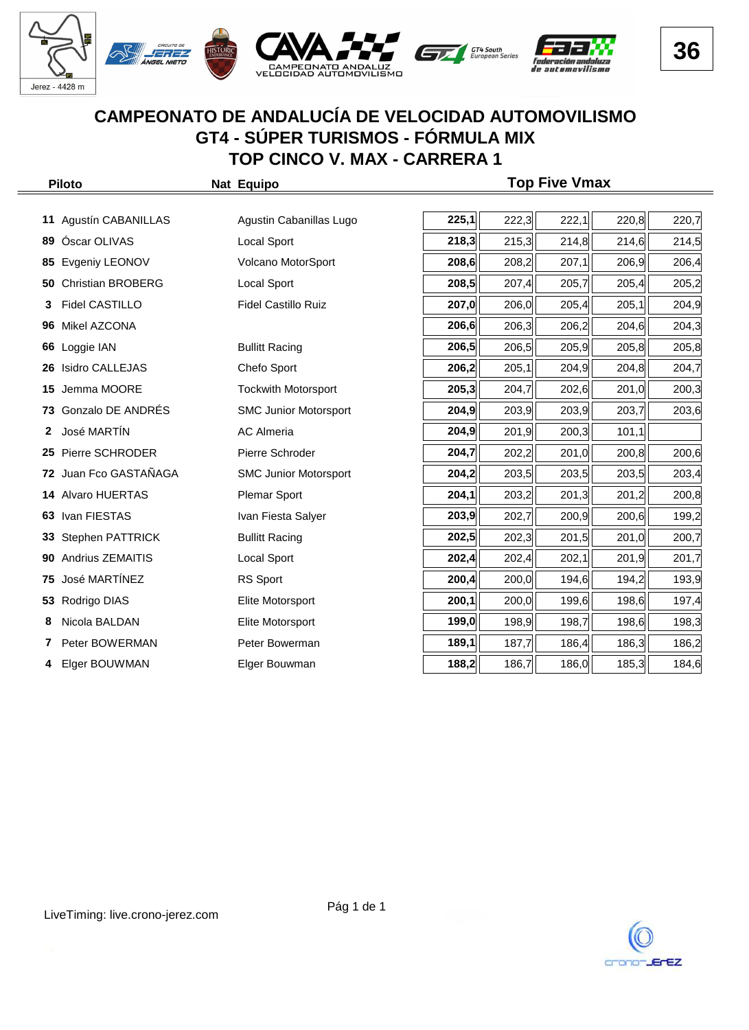# CAMPEONATO DE ANDALUCÍA DE VELOCIDAD AUTOMOVILISMO
## GT4 - SÚPER TURISMOS - FÓRMULA MIX
## TOP CINCO V. MAX - CARRERA 1

| | Piloto | Nat | Equipo | Top Five Vmax | | | | |
|---|---|---|---|---|---|---|---|---|
| 11 | Agustín CABANILLAS | | Agustin Cabanillas Lugo | **225,1** | 222,3 | 222,1 | 220,8 | 220,7 |
| 89 | Óscar OLIVAS | | Local Sport | **218,3** | 215,3 | 214,8 | 214,6 | 214,5 |
| 85 | Evgeniy LEONOV | | Volcano MotorSport | **208,6** | 208,2 | 207,1 | 206,9 | 206,4 |
| 50 | Christian BROBERG | | Local Sport | **208,5** | 207,4 | 205,7 | 205,4 | 205,2 |
| 3 | Fidel CASTILLO | | Fidel Castillo Ruiz | **207,0** | 206,0 | 205,4 | 205,1 | 204,9 |
| 96 | Mikel AZCONA | | | **206,6** | 206,3 | 206,2 | 204,6 | 204,3 |
| 66 | Loggie IAN | | Bullitt Racing | **206,5** | 206,5 | 205,9 | 205,8 | 205,8 |
| 26 | Isidro CALLEJAS | | Chefo Sport | **206,2** | 205,1 | 204,9 | 204,8 | 204,7 |
| 15 | Jemma MOORE | | Tockwith Motorsport | **205,3** | 204,7 | 202,6 | 201,0 | 200,3 |
| 73 | Gonzalo DE ANDRÉS | | SMC Junior Motorsport | **204,9** | 203,9 | 203,9 | 203,7 | 203,6 |
| 2 | José MARTÍN | | AC Almeria | **204,9** | 201,9 | 200,3 | 101,1 | |
| 25 | Pierre SCHRODER | | Pierre Schroder | **204,7** | 202,2 | 201,0 | 200,8 | 200,6 |
| 72 | Juan Fco GASTAÑAGA | | SMC Junior Motorsport | **204,2** | 203,5 | 203,5 | 203,5 | 203,4 |
| 14 | Alvaro HUERTAS | | Plemar Sport | **204,1** | 203,2 | 201,3 | 201,2 | 200,8 |
| 63 | Ivan FIESTAS | | Ivan Fiesta Salyer | **203,9** | 202,7 | 200,9 | 200,6 | 199,2 |
| 33 | Stephen PATTRICK | | Bullitt Racing | **202,5** | 202,3 | 201,5 | 201,0 | 200,7 |
| 90 | Andrius ZEMAITIS | | Local Sport | **202,4** | 202,4 | 202,1 | 201,9 | 201,7 |
| 75 | José MARTÍNEZ | | RS Sport | **200,4** | 200,0 | 194,6 | 194,2 | 193,9 |
| 53 | Rodrigo DIAS | | Elite Motorsport | **200,1** | 200,0 | 199,6 | 198,6 | 197,4 |
| 8 | Nicola BALDAN | | Elite Motorsport | **199,0** | 198,9 | 198,7 | 198,6 | 198,3 |
| 7 | Peter BOWERMAN | | Peter Bowerman | **189,1** | 187,7 | 186,4 | 186,3 | 186,2 |
| 4 | Elger BOUWMAN | | Elger Bouwman | **188,2** | 186,7 | 186,0 | 185,3 | 184,6 |

LiveTiming: live.crono-jerez.com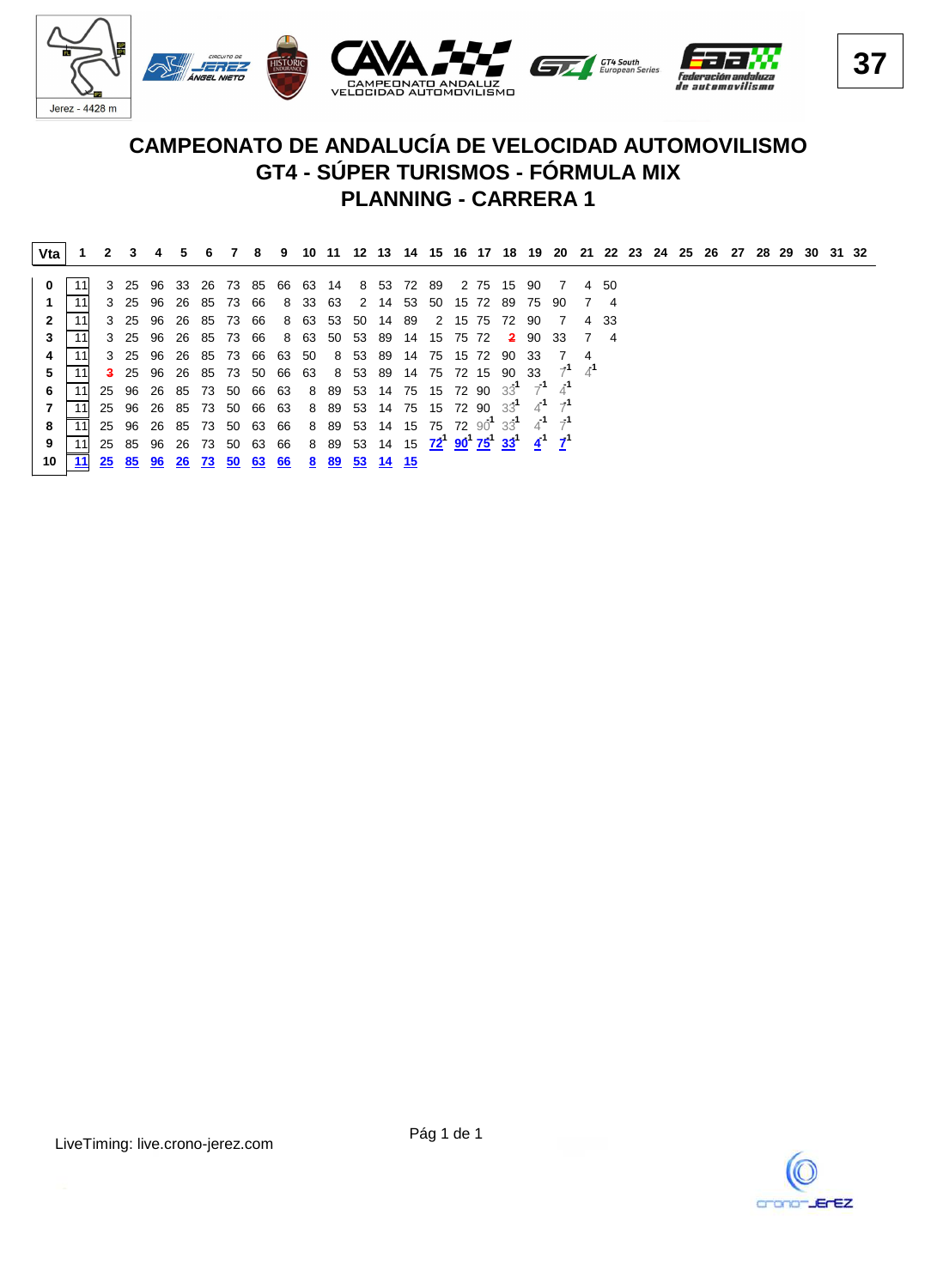# CAMPEONATO DE ANDALUCÍA DE VELOCIDAD AUTOMOVILISMO
## GT4 - SÚPER TURISMOS - FÓRMULA MIX
## PLANNING - CARRERA 1

| Vta | 1 | 2 | 3 | 4 | 5 | 6 | 7 | 8 | 9 | 10 | 11 | 12 | 13 | 14 | 15 | 16 | 17 | 18 | 19 | 20 | 21 | 22 | 23 | 24 | 25 | 26 | 27 | 28 | 29 | 30 | 31 | 32 |
|---|---|---|---|---|---|---|---|---|---|---|---|---|---|---|---|---|---|---|---|---|---|---|---|---|---|---|---|---|---|---|---|---|
| 0 | 11 | 3 | 25 | 96 | 33 | 26 | 73 | 85 | 66 | 63 | 14 | 8 | 53 | 72 | 89 | 2 | 75 | 15 | 90 | 7 | 4 | 50 | | | | | | | | | | |
| 1 | 11 | 3 | 25 | 96 | 26 | 85 | 73 | 66 | 8 | 33 | 63 | 2 | 14 | 53 | 50 | 15 | 72 | 89 | 75 | 90 | 7 | 4 | | | | | | | | | | |
| 2 | 11 | 3 | 25 | 96 | 26 | 85 | 73 | 66 | 8 | 63 | 53 | 50 | 14 | 89 | 2 | 15 | 75 | 72 | 90 | 7 | 4 | 33 | | | | | | | | | | |
| 3 | 11 | 3 | 25 | 96 | 26 | 85 | 73 | 66 | 8 | 63 | 50 | 53 | 89 | 14 | 15 | 75 | 72 | 2 | 90 | 33 | 7 | 4 | | | | | | | | | | |
| 4 | 11 | 3 | 25 | 96 | 26 | 85 | 73 | 66 | 63 | 50 | 8 | 53 | 89 | 14 | 75 | 15 | 72 | 90 | 33 | 7 | 4 | | | | | | | | | | | |
| 5 | 11 | 3 | 25 | 96 | 26 | 85 | 73 | 50 | 66 | 63 | 8 | 53 | 89 | 14 | 75 | 72 | 15 | 90 | 33 | 7 -1 | 4 -1 | | | | | | | | | | | |
| 6 | 11 | 25 | 96 | 26 | 85 | 73 | 50 | 66 | 63 | 8 | 89 | 53 | 14 | 75 | 15 | 72 | 90 | 33 -1 | 7 -1 | 4 -1 | | | | | | | | | | | | |
| 7 | 11 | 25 | 96 | 26 | 85 | 73 | 50 | 66 | 63 | 8 | 89 | 53 | 14 | 75 | 15 | 72 | 90 | 33 -1 | 4 -1 | 7 -1 | | | | | | | | | | | | |
| 8 | 11 | 25 | 96 | 26 | 85 | 73 | 50 | 63 | 66 | 8 | 89 | 53 | 14 | 15 | 75 | 72 | 90 -1 | 33 -1 | 4 -1 | 7 -1 | | | | | | | | | | | | |
| 9 | 11 | 25 | 85 | 96 | 26 | 73 | 50 | 63 | 66 | 8 | 89 | 53 | 14 | 15 | 72 -1 | 90 -1 | 75 -1 | 33 -1 | 4 -1 | 7 -1 | | | | | | | | | | | | |
| 10 | 11 | 25 | 85 | 96 | 26 | 73 | 50 | 63 | 66 | 8 | 89 | 53 | 14 | 15 | | | | | | | | | | | | | | | | | | |

LiveTiming: live.crono-jerez.com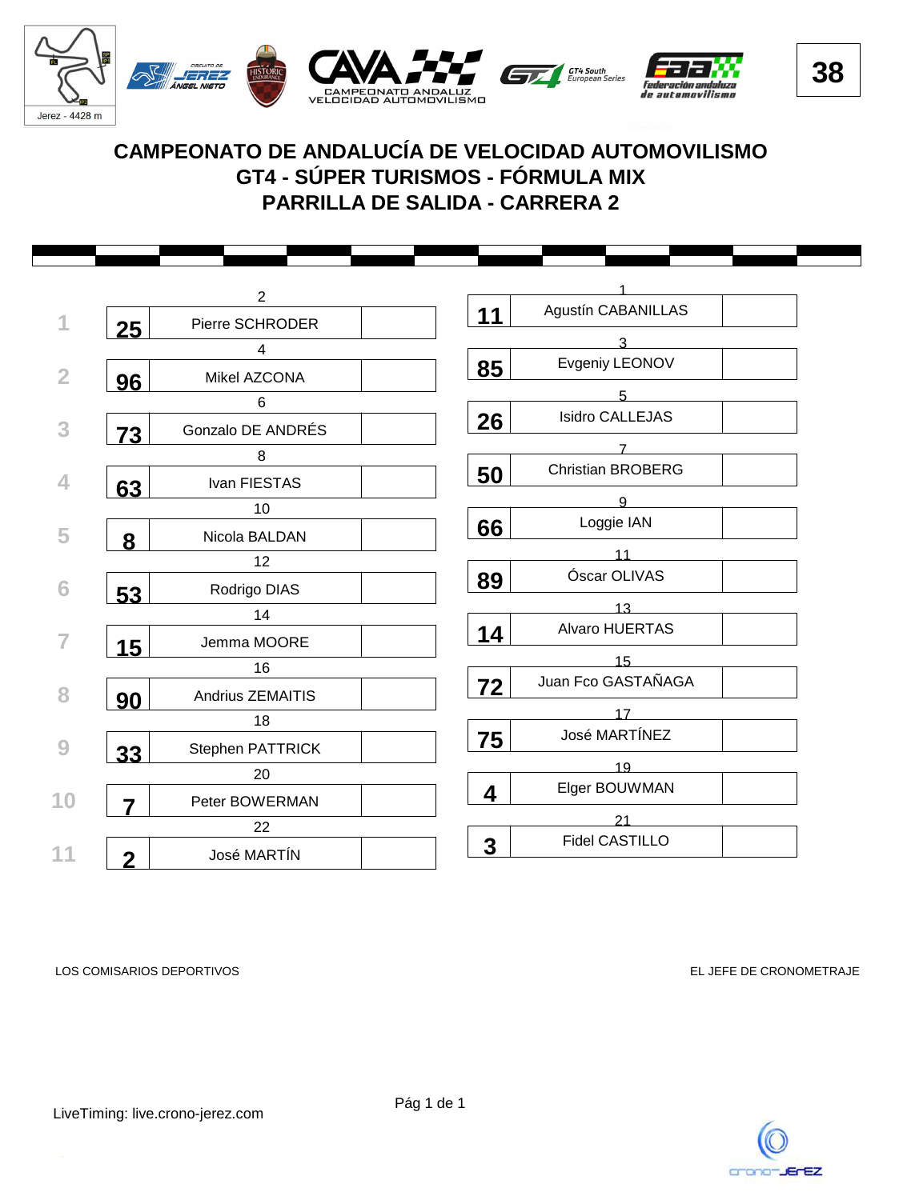38

# CAMPEONATO DE ANDALUCÍA DE VELOCIDAD AUTOMOVILISMO
# GT4 - SÚPER TURISMOS - FÓRMULA MIX
# PARRILLA DE SALIDA - CARRERA 2

| Fila | Pos. | Nº | Piloto | Pos. | Nº | Piloto |
|---|---|---|---|---|---|---|
| 1 | 2 | 25 | Pierre SCHRODER | 1 | 11 | Agustín CABANILLAS |
| 2 | 4 | 96 | Mikel AZCONA | 3 | 85 | Evgeniy LEONOV |
| 3 | 6 | 73 | Gonzalo DE ANDRÉS | 5 | 26 | Isidro CALLEJAS |
| 4 | 8 | 63 | Ivan FIESTAS | 7 | 50 | Christian BROBERG |
| 5 | 10 | 8 | Nicola BALDAN | 9 | 66 | Loggie IAN |
| 6 | 12 | 53 | Rodrigo DIAS | 11 | 89 | Óscar OLIVAS |
| 7 | 14 | 15 | Jemma MOORE | 13 | 14 | Alvaro HUERTAS |
| 8 | 16 | 90 | Andrius ZEMAITIS | 15 | 72 | Juan Fco GASTAÑAGA |
| 9 | 18 | 33 | Stephen PATTRICK | 17 | 75 | José MARTÍNEZ |
| 10 | 20 | 7 | Peter BOWERMAN | 19 | 4 | Elger BOUWMAN |
| 11 | 22 | 2 | José MARTÍN | 21 | 3 | Fidel CASTILLO |

LOS COMISARIOS DEPORTIVOS

EL JEFE DE CRONOMETRAJE

LiveTiming: live.crono-jerez.com